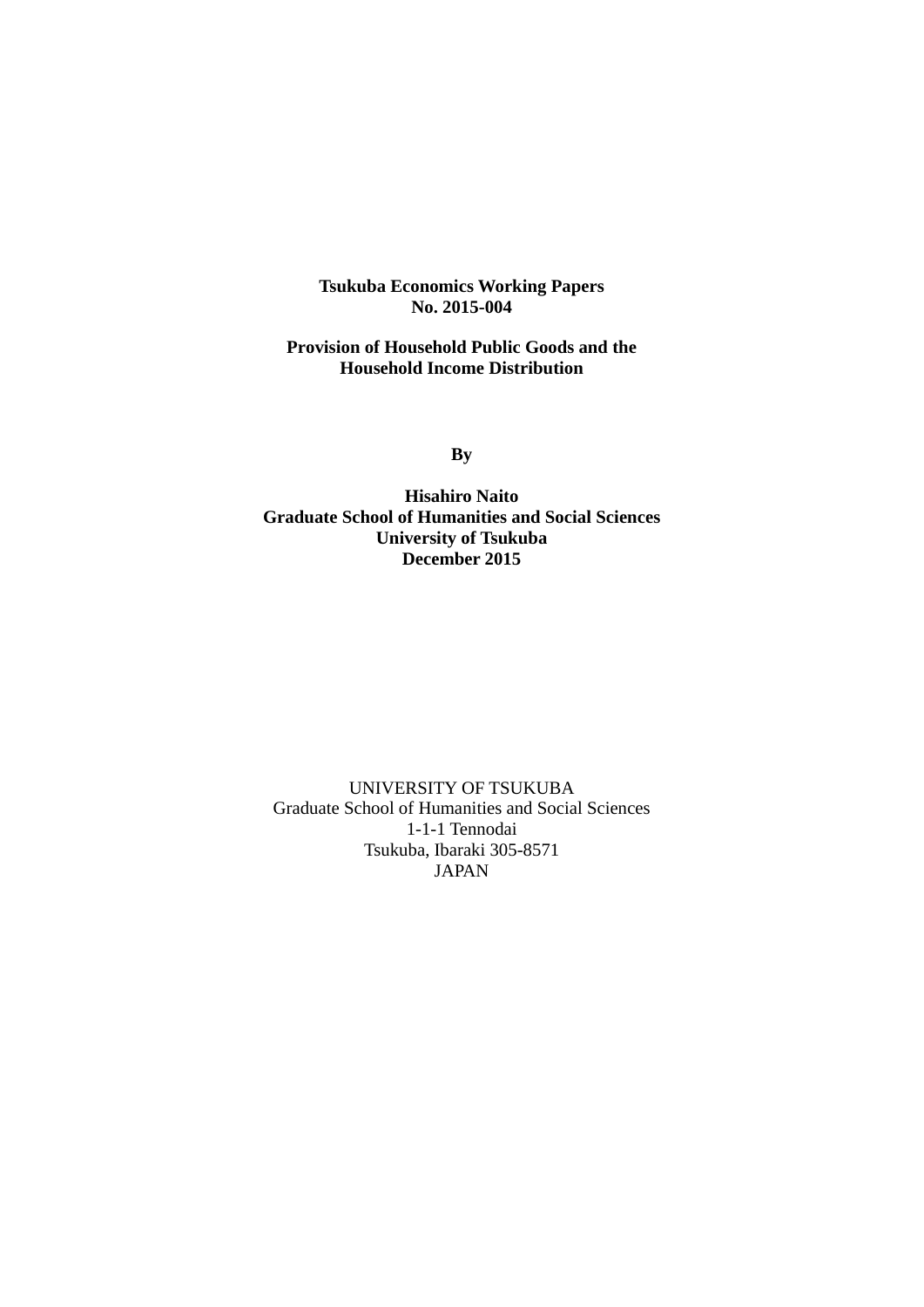**Tsukuba Economics Working Papers**
**No. 2015-004**

**Provision of Household Public Goods and the Household Income Distribution**

**By**

**Hisahiro Naito**
**Graduate School of Humanities and Social Sciences**
**University of Tsukuba**
**December 2015**

UNIVERSITY OF TSUKUBA
Graduate School of Humanities and Social Sciences
1-1-1 Tennodai
Tsukuba, Ibaraki 305-8571
JAPAN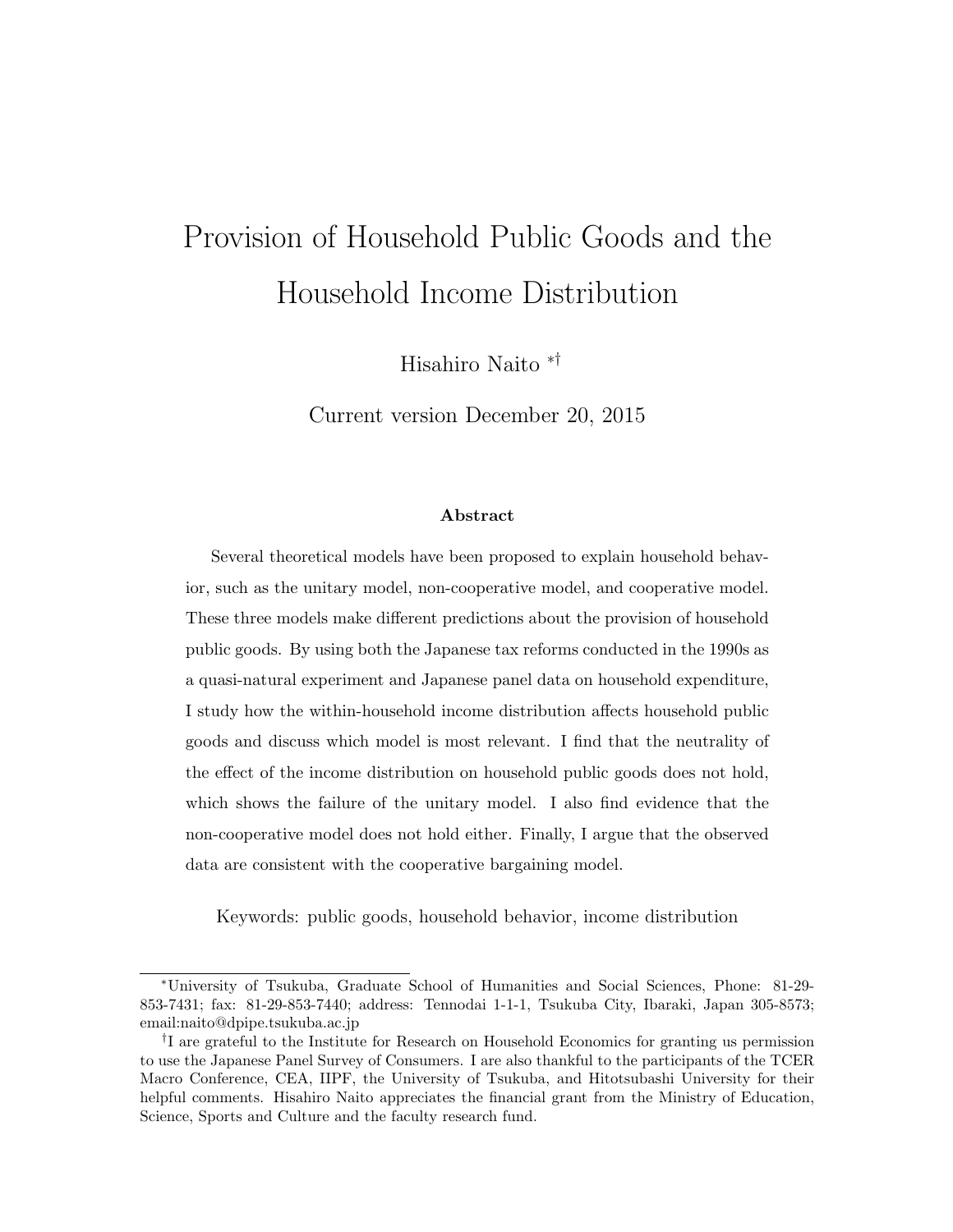# Provision of Household Public Goods and the Household Income Distribution

Hisahiro Naito [*][†]

Current version December 20, 2015

**Abstract**

Several theoretical models have been proposed to explain household behavior, such as the unitary model, non-cooperative model, and cooperative model. These three models make different predictions about the provision of household public goods. By using both the Japanese tax reforms conducted in the 1990s as a quasi-natural experiment and Japanese panel data on household expenditure, I study how the within-household income distribution affects household public goods and discuss which model is most relevant. I find that the neutrality of the effect of the income distribution on household public goods does not hold, which shows the failure of the unitary model. I also find evidence that the non-cooperative model does not hold either. Finally, I argue that the observed data are consistent with the cooperative bargaining model.

Keywords: public goods, household behavior, income distribution

---

[*] University of Tsukuba, Graduate School of Humanities and Social Sciences, Phone: 81-29-853-7431; fax: 81-29-853-7440; address: Tennodai 1-1-1, Tsukuba City, Ibaraki, Japan 305-8573; email:naito@dpipe.tsukuba.ac.jp

[†] I are grateful to the Institute for Research on Household Economics for granting us permission to use the Japanese Panel Survey of Consumers. I am also thankful to the participants of the TCER Macro Conference, CEA, IIPF, the University of Tsukuba, and Hitotsubashi University for their helpful comments. Hisahiro Naito appreciates the financial grant from the Ministry of Education, Science, Sports and Culture and the faculty research fund.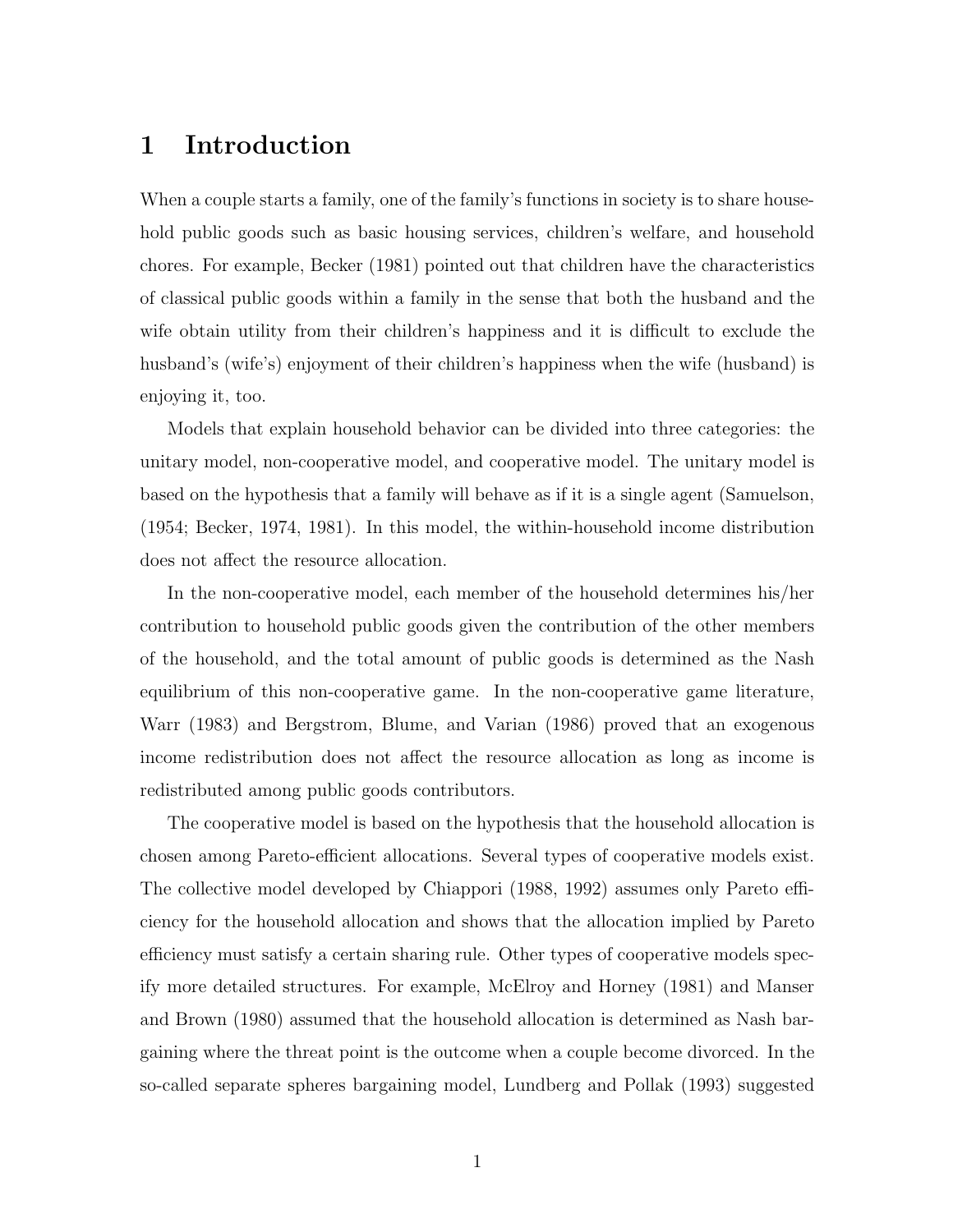# 1 Introduction

When a couple starts a family, one of the family's functions in society is to share household public goods such as basic housing services, children's welfare, and household chores. For example, Becker (1981) pointed out that children have the characteristics of classical public goods within a family in the sense that both the husband and the wife obtain utility from their children's happiness and it is difficult to exclude the husband's (wife's) enjoyment of their children's happiness when the wife (husband) is enjoying it, too.

Models that explain household behavior can be divided into three categories: the unitary model, non-cooperative model, and cooperative model. The unitary model is based on the hypothesis that a family will behave as if it is a single agent (Samuelson, (1954; Becker, 1974, 1981). In this model, the within-household income distribution does not affect the resource allocation.

In the non-cooperative model, each member of the household determines his/her contribution to household public goods given the contribution of the other members of the household, and the total amount of public goods is determined as the Nash equilibrium of this non-cooperative game. In the non-cooperative game literature, Warr (1983) and Bergstrom, Blume, and Varian (1986) proved that an exogenous income redistribution does not affect the resource allocation as long as income is redistributed among public goods contributors.

The cooperative model is based on the hypothesis that the household allocation is chosen among Pareto-efficient allocations. Several types of cooperative models exist. The collective model developed by Chiappori (1988, 1992) assumes only Pareto efficiency for the household allocation and shows that the allocation implied by Pareto efficiency must satisfy a certain sharing rule. Other types of cooperative models specify more detailed structures. For example, McElroy and Horney (1981) and Manser and Brown (1980) assumed that the household allocation is determined as Nash bargaining where the threat point is the outcome when a couple become divorced. In the so-called separate spheres bargaining model, Lundberg and Pollak (1993) suggested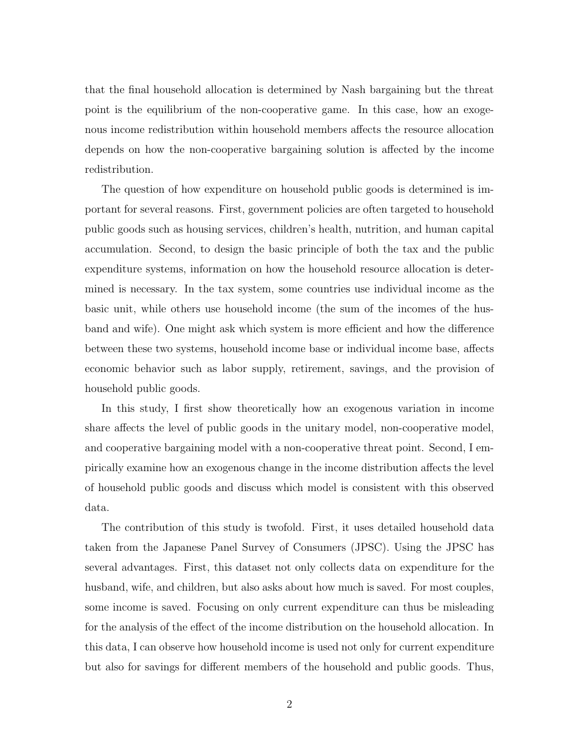that the final household allocation is determined by Nash bargaining but the threat point is the equilibrium of the non-cooperative game. In this case, how an exogenous income redistribution within household members affects the resource allocation depends on how the non-cooperative bargaining solution is affected by the income redistribution.

The question of how expenditure on household public goods is determined is important for several reasons. First, government policies are often targeted to household public goods such as housing services, children's health, nutrition, and human capital accumulation. Second, to design the basic principle of both the tax and the public expenditure systems, information on how the household resource allocation is determined is necessary. In the tax system, some countries use individual income as the basic unit, while others use household income (the sum of the incomes of the husband and wife). One might ask which system is more efficient and how the difference between these two systems, household income base or individual income base, affects economic behavior such as labor supply, retirement, savings, and the provision of household public goods.

In this study, I first show theoretically how an exogenous variation in income share affects the level of public goods in the unitary model, non-cooperative model, and cooperative bargaining model with a non-cooperative threat point. Second, I empirically examine how an exogenous change in the income distribution affects the level of household public goods and discuss which model is consistent with this observed data.

The contribution of this study is twofold. First, it uses detailed household data taken from the Japanese Panel Survey of Consumers (JPSC). Using the JPSC has several advantages. First, this dataset not only collects data on expenditure for the husband, wife, and children, but also asks about how much is saved. For most couples, some income is saved. Focusing on only current expenditure can thus be misleading for the analysis of the effect of the income distribution on the household allocation. In this data, I can observe how household income is used not only for current expenditure but also for savings for different members of the household and public goods. Thus,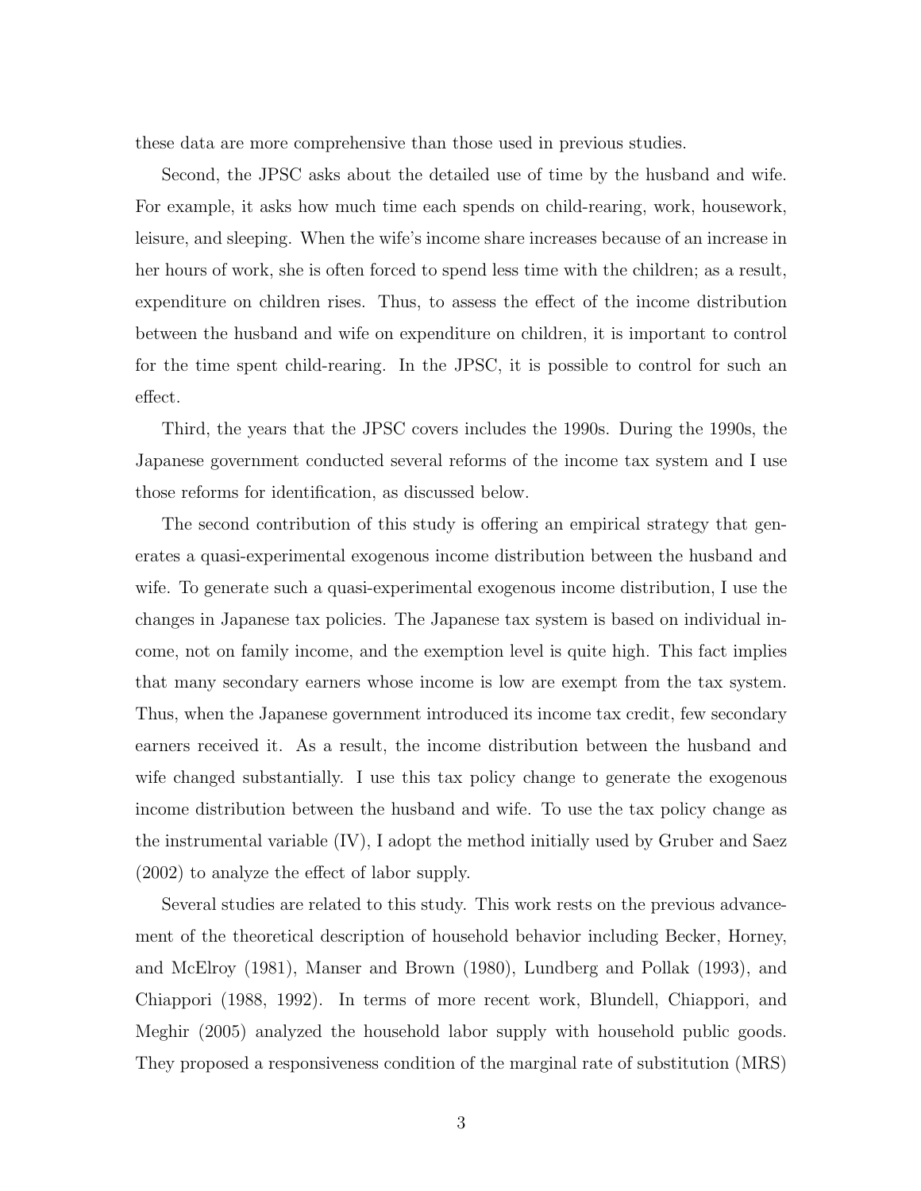these data are more comprehensive than those used in previous studies.

Second, the JPSC asks about the detailed use of time by the husband and wife. For example, it asks how much time each spends on child-rearing, work, housework, leisure, and sleeping. When the wife's income share increases because of an increase in her hours of work, she is often forced to spend less time with the children; as a result, expenditure on children rises. Thus, to assess the effect of the income distribution between the husband and wife on expenditure on children, it is important to control for the time spent child-rearing. In the JPSC, it is possible to control for such an effect.

Third, the years that the JPSC covers includes the 1990s. During the 1990s, the Japanese government conducted several reforms of the income tax system and I use those reforms for identification, as discussed below.

The second contribution of this study is offering an empirical strategy that generates a quasi-experimental exogenous income distribution between the husband and wife. To generate such a quasi-experimental exogenous income distribution, I use the changes in Japanese tax policies. The Japanese tax system is based on individual income, not on family income, and the exemption level is quite high. This fact implies that many secondary earners whose income is low are exempt from the tax system. Thus, when the Japanese government introduced its income tax credit, few secondary earners received it. As a result, the income distribution between the husband and wife changed substantially. I use this tax policy change to generate the exogenous income distribution between the husband and wife. To use the tax policy change as the instrumental variable (IV), I adopt the method initially used by Gruber and Saez (2002) to analyze the effect of labor supply.

Several studies are related to this study. This work rests on the previous advancement of the theoretical description of household behavior including Becker, Horney, and McElroy (1981), Manser and Brown (1980), Lundberg and Pollak (1993), and Chiappori (1988, 1992). In terms of more recent work, Blundell, Chiappori, and Meghir (2005) analyzed the household labor supply with household public goods. They proposed a responsiveness condition of the marginal rate of substitution (MRS)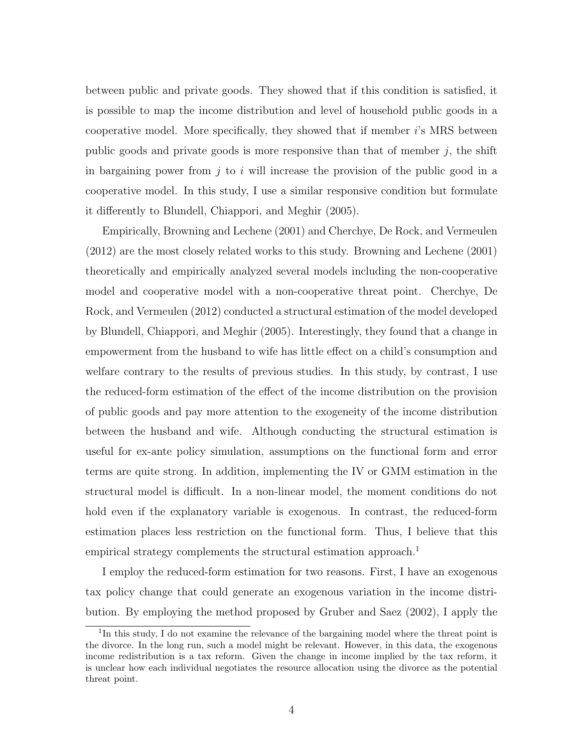between public and private goods. They showed that if this condition is satisfied, it is possible to map the income distribution and level of household public goods in a cooperative model. More specifically, they showed that if member $i$'s MRS between public goods and private goods is more responsive than that of member $j$, the shift in bargaining power from $j$ to $i$ will increase the provision of the public good in a cooperative model. In this study, I use a similar responsive condition but formulate it differently to Blundell, Chiappori, and Meghir (2005).

Empirically, Browning and Lechene (2001) and Cherchye, De Rock, and Vermeulen (2012) are the most closely related works to this study. Browning and Lechene (2001) theoretically and empirically analyzed several models including the non-cooperative model and cooperative model with a non-cooperative threat point. Cherchye, De Rock, and Vermeulen (2012) conducted a structural estimation of the model developed by Blundell, Chiappori, and Meghir (2005). Interestingly, they found that a change in empowerment from the husband to wife has little effect on a child's consumption and welfare contrary to the results of previous studies. In this study, by contrast, I use the reduced-form estimation of the effect of the income distribution on the provision of public goods and pay more attention to the exogeneity of the income distribution between the husband and wife. Although conducting the structural estimation is useful for ex-ante policy simulation, assumptions on the functional form and error terms are quite strong. In addition, implementing the IV or GMM estimation in the structural model is difficult. In a non-linear model, the moment conditions do not hold even if the explanatory variable is exogenous. In contrast, the reduced-form estimation places less restriction on the functional form. Thus, I believe that this empirical strategy complements the structural estimation approach.[1]

I employ the reduced-form estimation for two reasons. First, I have an exogenous tax policy change that could generate an exogenous variation in the income distribution. By employing the method proposed by Gruber and Saez (2002), I apply the

[1] In this study, I do not examine the relevance of the bargaining model where the threat point is the divorce. In the long run, such a model might be relevant. However, in this data, the exogenous income redistribution is a tax reform. Given the change in income implied by the tax reform, it is unclear how each individual negotiates the resource allocation using the divorce as the potential threat point.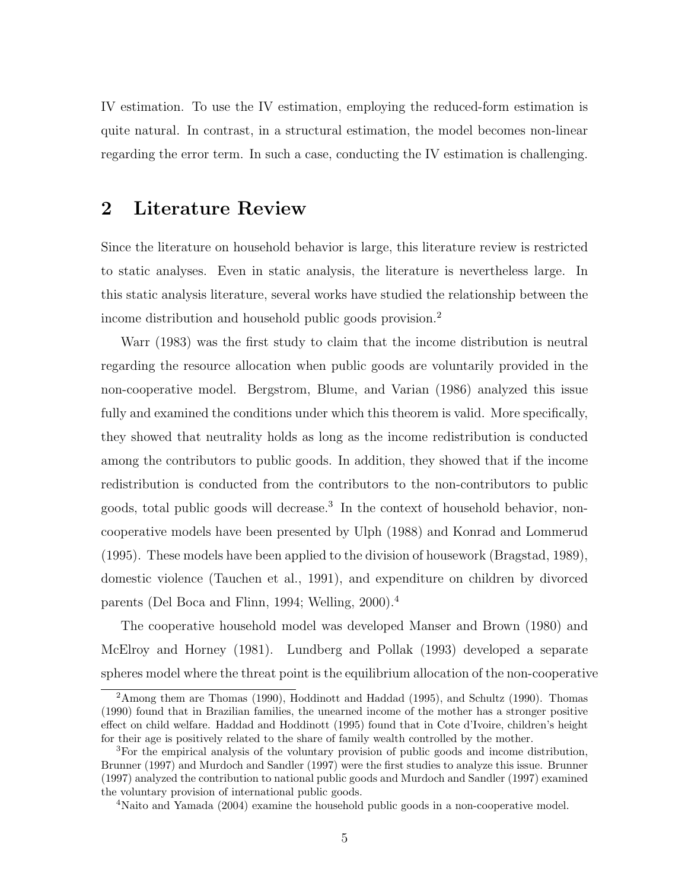IV estimation. To use the IV estimation, employing the reduced-form estimation is quite natural. In contrast, in a structural estimation, the model becomes non-linear regarding the error term. In such a case, conducting the IV estimation is challenging.

## 2 Literature Review

Since the literature on household behavior is large, this literature review is restricted to static analyses. Even in static analysis, the literature is nevertheless large. In this static analysis literature, several works have studied the relationship between the income distribution and household public goods provision.[2]

Warr (1983) was the first study to claim that the income distribution is neutral regarding the resource allocation when public goods are voluntarily provided in the non-cooperative model. Bergstrom, Blume, and Varian (1986) analyzed this issue fully and examined the conditions under which this theorem is valid. More specifically, they showed that neutrality holds as long as the income redistribution is conducted among the contributors to public goods. In addition, they showed that if the income redistribution is conducted from the contributors to the non-contributors to public goods, total public goods will decrease.[3] In the context of household behavior, non-cooperative models have been presented by Ulph (1988) and Konrad and Lommerud (1995). These models have been applied to the division of housework (Bragstad, 1989), domestic violence (Tauchen et al., 1991), and expenditure on children by divorced parents (Del Boca and Flinn, 1994; Welling, 2000).[4]

The cooperative household model was developed Manser and Brown (1980) and McElroy and Horney (1981). Lundberg and Pollak (1993) developed a separate spheres model where the threat point is the equilibrium allocation of the non-cooperative

[2] Among them are Thomas (1990), Hoddinott and Haddad (1995), and Schultz (1990). Thomas (1990) found that in Brazilian families, the unearned income of the mother has a stronger positive effect on child welfare. Haddad and Hoddinott (1995) found that in Cote d'Ivoire, children's height for their age is positively related to the share of family wealth controlled by the mother.

[3] For the empirical analysis of the voluntary provision of public goods and income distribution, Brunner (1997) and Murdoch and Sandler (1997) were the first studies to analyze this issue. Brunner (1997) analyzed the contribution to national public goods and Murdoch and Sandler (1997) examined the voluntary provision of international public goods.

[4] Naito and Yamada (2004) examine the household public goods in a non-cooperative model.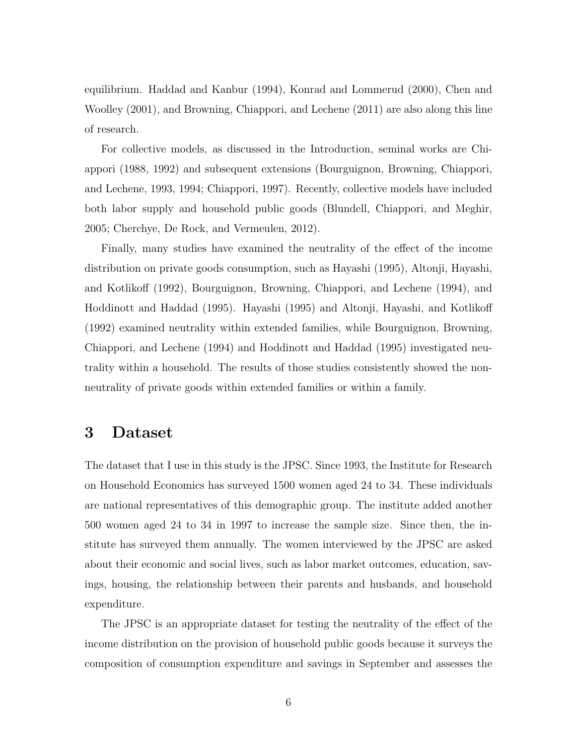equilibrium. Haddad and Kanbur (1994), Konrad and Lommerud (2000), Chen and Woolley (2001), and Browning, Chiappori, and Lechene (2011) are also along this line of research.

For collective models, as discussed in the Introduction, seminal works are Chiappori (1988, 1992) and subsequent extensions (Bourguignon, Browning, Chiappori, and Lechene, 1993, 1994; Chiappori, 1997). Recently, collective models have included both labor supply and household public goods (Blundell, Chiappori, and Meghir, 2005; Cherchye, De Rock, and Vermeulen, 2012).

Finally, many studies have examined the neutrality of the effect of the income distribution on private goods consumption, such as Hayashi (1995), Altonji, Hayashi, and Kotlikoff (1992), Bourguignon, Browning, Chiappori, and Lechene (1994), and Hoddinott and Haddad (1995). Hayashi (1995) and Altonji, Hayashi, and Kotlikoff (1992) examined neutrality within extended families, while Bourguignon, Browning, Chiappori, and Lechene (1994) and Hoddinott and Haddad (1995) investigated neutrality within a household. The results of those studies consistently showed the non-neutrality of private goods within extended families or within a family.

# 3 Dataset

The dataset that I use in this study is the JPSC. Since 1993, the Institute for Research on Household Economics has surveyed 1500 women aged 24 to 34. These individuals are national representatives of this demographic group. The institute added another 500 women aged 24 to 34 in 1997 to increase the sample size. Since then, the institute has surveyed them annually. The women interviewed by the JPSC are asked about their economic and social lives, such as labor market outcomes, education, savings, housing, the relationship between their parents and husbands, and household expenditure.

The JPSC is an appropriate dataset for testing the neutrality of the effect of the income distribution on the provision of household public goods because it surveys the composition of consumption expenditure and savings in September and assesses the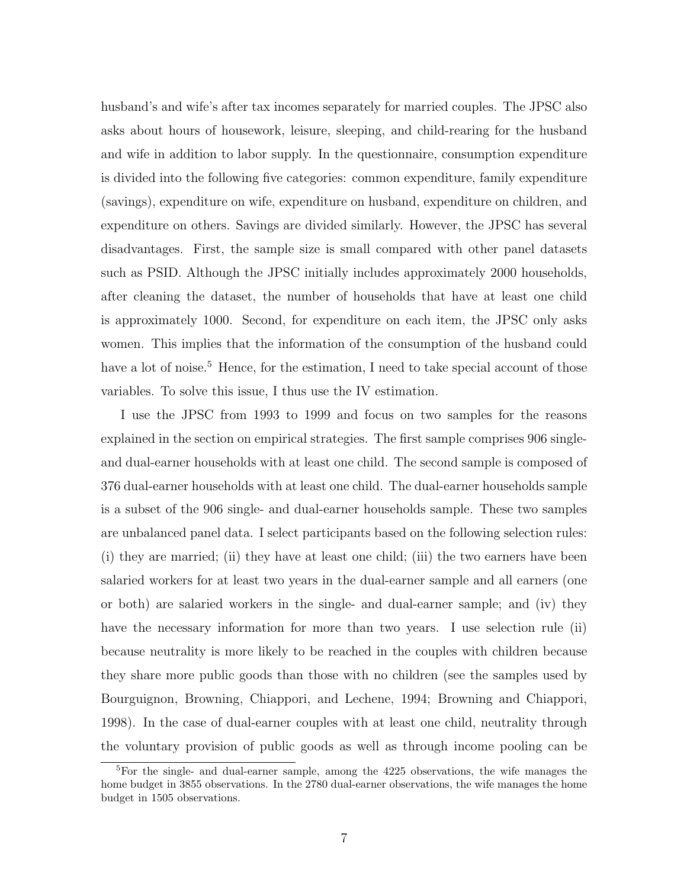husband's and wife's after tax incomes separately for married couples. The JPSC also asks about hours of housework, leisure, sleeping, and child-rearing for the husband and wife in addition to labor supply. In the questionnaire, consumption expenditure is divided into the following five categories: common expenditure, family expenditure (savings), expenditure on wife, expenditure on husband, expenditure on children, and expenditure on others. Savings are divided similarly. However, the JPSC has several disadvantages. First, the sample size is small compared with other panel datasets such as PSID. Although the JPSC initially includes approximately 2000 households, after cleaning the dataset, the number of households that have at least one child is approximately 1000. Second, for expenditure on each item, the JPSC only asks women. This implies that the information of the consumption of the husband could have a lot of noise.[5] Hence, for the estimation, I need to take special account of those variables. To solve this issue, I thus use the IV estimation.

I use the JPSC from 1993 to 1999 and focus on two samples for the reasons explained in the section on empirical strategies. The first sample comprises 906 single- and dual-earner households with at least one child. The second sample is composed of 376 dual-earner households with at least one child. The dual-earner households sample is a subset of the 906 single- and dual-earner households sample. These two samples are unbalanced panel data. I select participants based on the following selection rules: (i) they are married; (ii) they have at least one child; (iii) the two earners have been salaried workers for at least two years in the dual-earner sample and all earners (one or both) are salaried workers in the single- and dual-earner sample; and (iv) they have the necessary information for more than two years. I use selection rule (ii) because neutrality is more likely to be reached in the couples with children because they share more public goods than those with no children (see the samples used by Bourguignon, Browning, Chiappori, and Lechene, 1994; Browning and Chiappori, 1998). In the case of dual-earner couples with at least one child, neutrality through the voluntary provision of public goods as well as through income pooling can be

[5] For the single- and dual-earner sample, among the 4225 observations, the wife manages the home budget in 3855 observations. In the 2780 dual-earner observations, the wife manages the home budget in 1505 observations.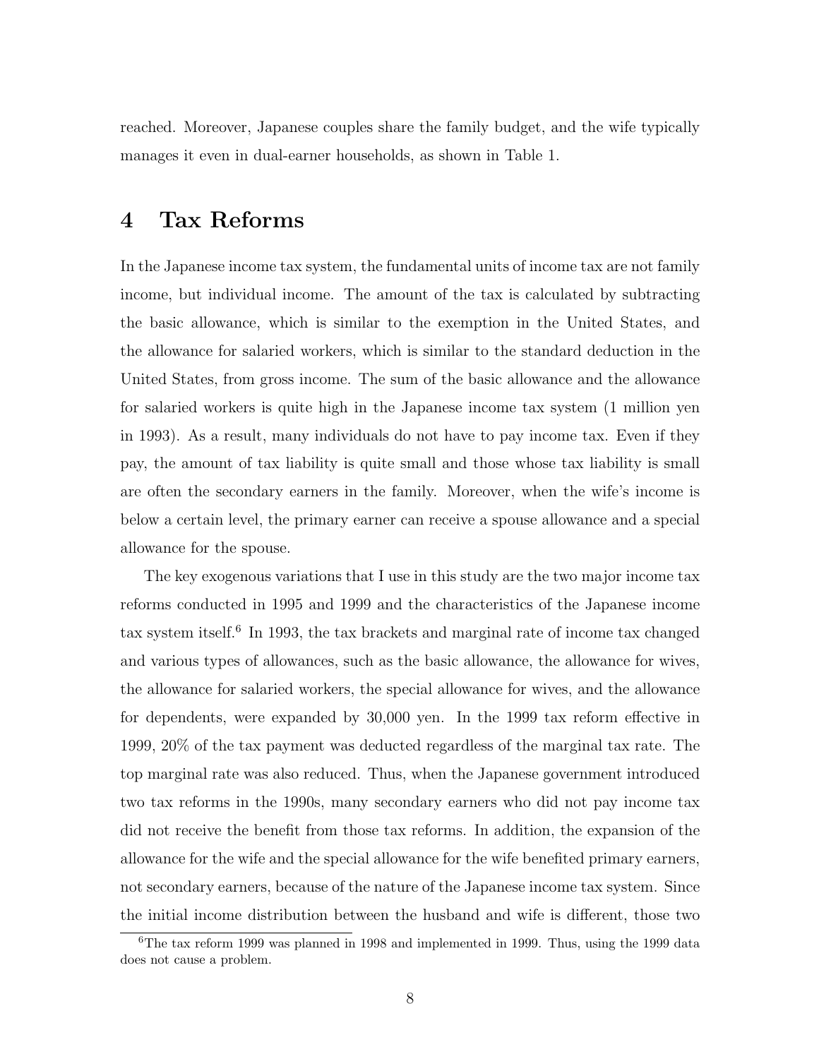reached. Moreover, Japanese couples share the family budget, and the wife typically manages it even in dual-earner households, as shown in Table 1.

# 4 Tax Reforms

In the Japanese income tax system, the fundamental units of income tax are not family income, but individual income. The amount of the tax is calculated by subtracting the basic allowance, which is similar to the exemption in the United States, and the allowance for salaried workers, which is similar to the standard deduction in the United States, from gross income. The sum of the basic allowance and the allowance for salaried workers is quite high in the Japanese income tax system (1 million yen in 1993). As a result, many individuals do not have to pay income tax. Even if they pay, the amount of tax liability is quite small and those whose tax liability is small are often the secondary earners in the family. Moreover, when the wife's income is below a certain level, the primary earner can receive a spouse allowance and a special allowance for the spouse.

The key exogenous variations that I use in this study are the two major income tax reforms conducted in 1995 and 1999 and the characteristics of the Japanese income tax system itself.[6] In 1993, the tax brackets and marginal rate of income tax changed and various types of allowances, such as the basic allowance, the allowance for wives, the allowance for salaried workers, the special allowance for wives, and the allowance for dependents, were expanded by 30,000 yen. In the 1999 tax reform effective in 1999, 20% of the tax payment was deducted regardless of the marginal tax rate. The top marginal rate was also reduced. Thus, when the Japanese government introduced two tax reforms in the 1990s, many secondary earners who did not pay income tax did not receive the benefit from those tax reforms. In addition, the expansion of the allowance for the wife and the special allowance for the wife benefited primary earners, not secondary earners, because of the nature of the Japanese income tax system. Since the initial income distribution between the husband and wife is different, those two

[6] The tax reform 1999 was planned in 1998 and implemented in 1999. Thus, using the 1999 data does not cause a problem.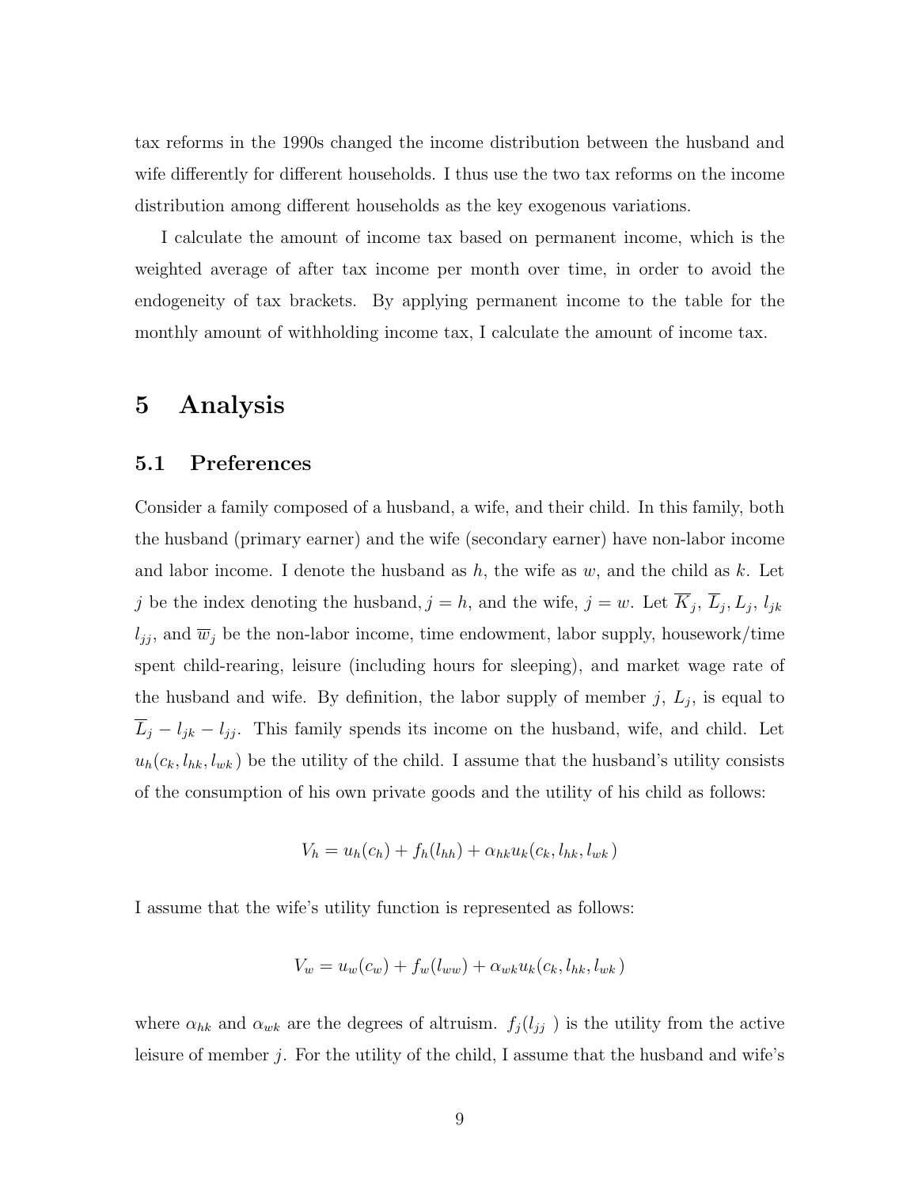tax reforms in the 1990s changed the income distribution between the husband and wife differently for different households. I thus use the two tax reforms on the income distribution among different households as the key exogenous variations.

I calculate the amount of income tax based on permanent income, which is the weighted average of after tax income per month over time, in order to avoid the endogeneity of tax brackets. By applying permanent income to the table for the monthly amount of withholding income tax, I calculate the amount of income tax.

# 5 Analysis

## 5.1 Preferences

Consider a family composed of a husband, a wife, and their child. In this family, both the husband (primary earner) and the wife (secondary earner) have non-labor income and labor income. I denote the husband as $h$, the wife as $w$, and the child as $k$. Let $j$ be the index denoting the husband, $j = h$, and the wife, $j = w$. Let $\overline{K}_j$, $\overline{L}_j$, $L_j$, $l_{jk}$ $l_{jj}$, and $\overline{w}_j$ be the non-labor income, time endowment, labor supply, housework/time spent child-rearing, leisure (including hours for sleeping), and market wage rate of the husband and wife. By definition, the labor supply of member $j$, $L_j$, is equal to $\overline{L}_j - l_{jk} - l_{jj}$. This family spends its income on the husband, wife, and child. Let $u_h(c_k, l_{hk}, l_{wk})$ be the utility of the child. I assume that the husband's utility consists of the consumption of his own private goods and the utility of his child as follows:

$$V_h = u_h(c_h) + f_h(l_{hh}) + \alpha_{hk} u_k(c_k, l_{hk}, l_{wk})$$

I assume that the wife's utility function is represented as follows:

$$V_w = u_w(c_w) + f_w(l_{ww}) + \alpha_{wk} u_k(c_k, l_{hk}, l_{wk})$$

where $\alpha_{hk}$ and $\alpha_{wk}$ are the degrees of altruism. $f_j(l_{jj})$ is the utility from the active leisure of member $j$. For the utility of the child, I assume that the husband and wife's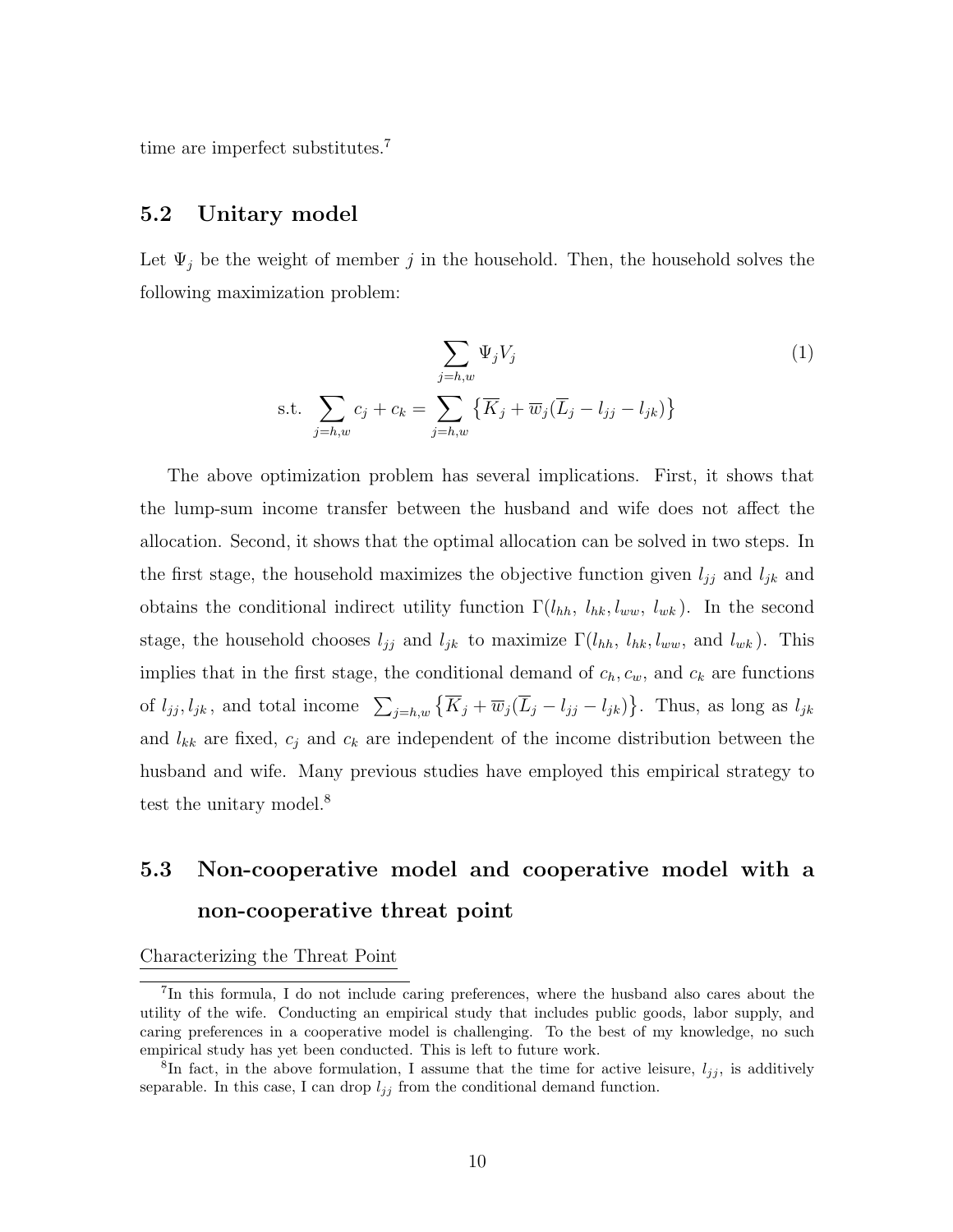time are imperfect substitutes.[7]

## 5.2 Unitary model

Let $\Psi_j$ be the weight of member $j$ in the household. Then, the household solves the following maximization problem:

$$\sum_{j=h,w} \Psi_j V_j \tag{1}$$

$$\text{s.t.} \sum_{j=h,w} c_j + c_k = \sum_{j=h,w} \left\{ \overline{K}_j + \overline{w}_j(\overline{L}_j - l_{jj} - l_{jk}) \right\}$$

The above optimization problem has several implications. First, it shows that the lump-sum income transfer between the husband and wife does not affect the allocation. Second, it shows that the optimal allocation can be solved in two steps. In the first stage, the household maximizes the objective function given $l_{jj}$ and $l_{jk}$ and obtains the conditional indirect utility function $\Gamma(l_{hh}, l_{hk}, l_{ww}, l_{wk})$. In the second stage, the household chooses $l_{jj}$ and $l_{jk}$ to maximize $\Gamma(l_{hh}, l_{hk}, l_{ww},$ and $l_{wk})$. This implies that in the first stage, the conditional demand of $c_h, c_w$, and $c_k$ are functions of $l_{jj}, l_{jk}$, and total income $\sum_{j=h,w} \left\{ \overline{K}_j + \overline{w}_j(\overline{L}_j - l_{jj} - l_{jk}) \right\}$. Thus, as long as $l_{jk}$ and $l_{kk}$ are fixed, $c_j$ and $c_k$ are independent of the income distribution between the husband and wife. Many previous studies have employed this empirical strategy to test the unitary model.[8]

## 5.3 Non-cooperative model and cooperative model with a non-cooperative threat point

Characterizing the Threat Point

[7] In this formula, I do not include caring preferences, where the husband also cares about the utility of the wife. Conducting an empirical study that includes public goods, labor supply, and caring preferences in a cooperative model is challenging. To the best of my knowledge, no such empirical study has yet been conducted. This is left to future work.

[8] In fact, in the above formulation, I assume that the time for active leisure, $l_{jj}$, is additively separable. In this case, I can drop $l_{jj}$ from the conditional demand function.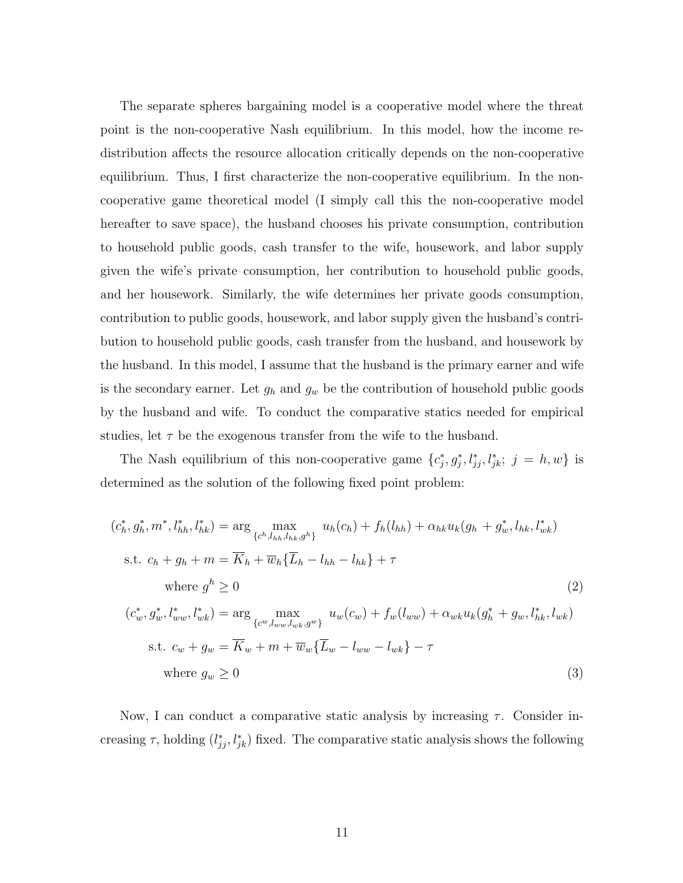The separate spheres bargaining model is a cooperative model where the threat point is the non-cooperative Nash equilibrium. In this model, how the income redistribution affects the resource allocation critically depends on the non-cooperative equilibrium. Thus, I first characterize the non-cooperative equilibrium. In the non-cooperative game theoretical model (I simply call this the non-cooperative model hereafter to save space), the husband chooses his private consumption, contribution to household public goods, cash transfer to the wife, housework, and labor supply given the wife's private consumption, her contribution to household public goods, and her housework. Similarly, the wife determines her private goods consumption, contribution to public goods, housework, and labor supply given the husband's contribution to household public goods, cash transfer from the husband, and housework by the husband. In this model, I assume that the husband is the primary earner and wife is the secondary earner. Let $g_h$ and $g_w$ be the contribution of household public goods by the husband and wife. To conduct the comparative statics needed for empirical studies, let $\tau$ be the exogenous transfer from the wife to the husband.

The Nash equilibrium of this non-cooperative game $\{c_j^*, g_j^*, l_{jj}^*, l_{jk}^*;\ j = h, w\}$ is determined as the solution of the following fixed point problem:

$$
\begin{aligned}
(c_h^*, g_h^*, m^*, l_{hh}^*, l_{hk}^*) &= \arg\max_{\{c^h, l_{hh}, l_{hk}, g^h\}} \ u_h(c_h) + f_h(l_{hh}) + \alpha_{hk} u_k(g_h + g_w^*, l_{hk}, l_{wk}^*) \\
\text{s.t. } & c_h + g_h + m = \overline{K}_h + \overline{w}_h\{\overline{L}_h - l_{hh} - l_{hk}\} + \tau \\
& \text{where } g^h \geq 0 \qquad (2) \\
(c_w^*, g_w^*, l_{ww}^*, l_{wk}^*) &= \arg\max_{\{c^w, l_{ww}, l_{wk}, g^w\}} \ u_w(c_w) + f_w(l_{ww}) + \alpha_{wk} u_k(g_h^* + g_w, l_{hk}^*, l_{wk}) \\
\text{s.t. } & c_w + g_w = \overline{K}_w + m + \overline{w}_w\{\overline{L}_w - l_{ww} - l_{wk}\} - \tau \\
& \text{where } g_w \geq 0 \qquad (3)
\end{aligned}
$$

Now, I can conduct a comparative static analysis by increasing $\tau$. Consider increasing $\tau$, holding $(l_{jj}^*, l_{jk}^*)$ fixed. The comparative static analysis shows the following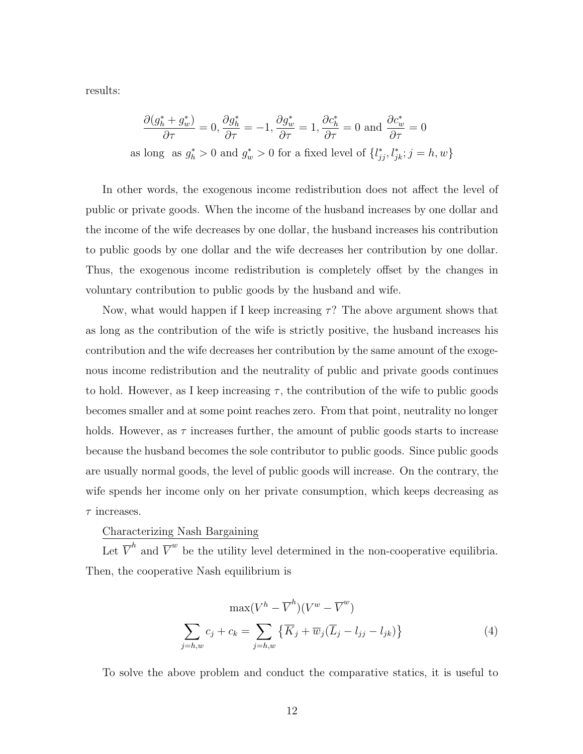results:

$$\frac{\partial(g_h^* + g_w^*)}{\partial \tau} = 0, \frac{\partial g_h^*}{\partial \tau} = -1, \frac{\partial g_w^*}{\partial \tau} = 1, \frac{\partial c_h^*}{\partial \tau} = 0 \text{ and } \frac{\partial c_w^*}{\partial \tau} = 0$$
$$\text{as long as } g_h^* > 0 \text{ and } g_w^* > 0 \text{ for a fixed level of } \{l_{jj}^*, l_{jk}^*; j = h, w\}$$

In other words, the exogenous income redistribution does not affect the level of public or private goods. When the income of the husband increases by one dollar and the income of the wife decreases by one dollar, the husband increases his contribution to public goods by one dollar and the wife decreases her contribution by one dollar. Thus, the exogenous income redistribution is completely offset by the changes in voluntary contribution to public goods by the husband and wife.

Now, what would happen if I keep increasing $\tau$? The above argument shows that as long as the contribution of the wife is strictly positive, the husband increases his contribution and the wife decreases her contribution by the same amount of the exogenous income redistribution and the neutrality of public and private goods continues to hold. However, as I keep increasing $\tau$, the contribution of the wife to public goods becomes smaller and at some point reaches zero. From that point, neutrality no longer holds. However, as $\tau$ increases further, the amount of public goods starts to increase because the husband becomes the sole contributor to public goods. Since public goods are usually normal goods, the level of public goods will increase. On the contrary, the wife spends her income only on her private consumption, which keeps decreasing as $\tau$ increases.

Characterizing Nash Bargaining

Let $\overline{V}^h$ and $\overline{V}^w$ be the utility level determined in the non-cooperative equilibria. Then, the cooperative Nash equilibrium is

$$\max(V^h - \overline{V}^h)(V^w - \overline{V}^w)$$
$$\sum_{j=h,w} c_j + c_k = \sum_{j=h,w} \left\{\overline{K}_j + \overline{w}_j(\overline{L}_j - l_{jj} - l_{jk})\right\} \tag{4}$$

To solve the above problem and conduct the comparative statics, it is useful to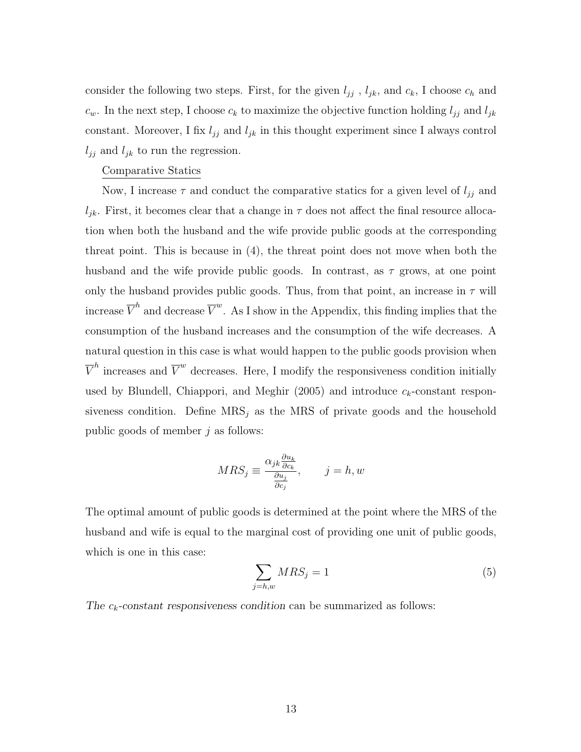consider the following two steps. First, for the given $l_{jj}$ , $l_{jk}$, and $c_k$, I choose $c_h$ and $c_w$. In the next step, I choose $c_k$ to maximize the objective function holding $l_{jj}$ and $l_{jk}$ constant. Moreover, I fix $l_{jj}$ and $l_{jk}$ in this thought experiment since I always control $l_{jj}$ and $l_{jk}$ to run the regression.

Comparative Statics

Now, I increase $\tau$ and conduct the comparative statics for a given level of $l_{jj}$ and $l_{jk}$. First, it becomes clear that a change in $\tau$ does not affect the final resource allocation when both the husband and the wife provide public goods at the corresponding threat point. This is because in (4), the threat point does not move when both the husband and the wife provide public goods. In contrast, as $\tau$ grows, at one point only the husband provides public goods. Thus, from that point, an increase in $\tau$ will increase $\overline{V}^h$ and decrease $\overline{V}^w$. As I show in the Appendix, this finding implies that the consumption of the husband increases and the consumption of the wife decreases. A natural question in this case is what would happen to the public goods provision when $\overline{V}^h$ increases and $\overline{V}^w$ decreases. Here, I modify the responsiveness condition initially used by Blundell, Chiappori, and Meghir (2005) and introduce $c_k$-constant responsiveness condition. Define $\text{MRS}_j$ as the MRS of private goods and the household public goods of member $j$ as follows:

$$MRS_j \equiv \frac{\alpha_{jk}\frac{\partial u_k}{\partial c_k}}{\frac{\partial u_j}{\partial c_j}}, \qquad j = h, w$$

The optimal amount of public goods is determined at the point where the MRS of the husband and wife is equal to the marginal cost of providing one unit of public goods, which is one in this case:

$$\sum_{j=h,w} MRS_j = 1 \tag{5}$$

*The $c_k$-constant responsiveness condition* can be summarized as follows: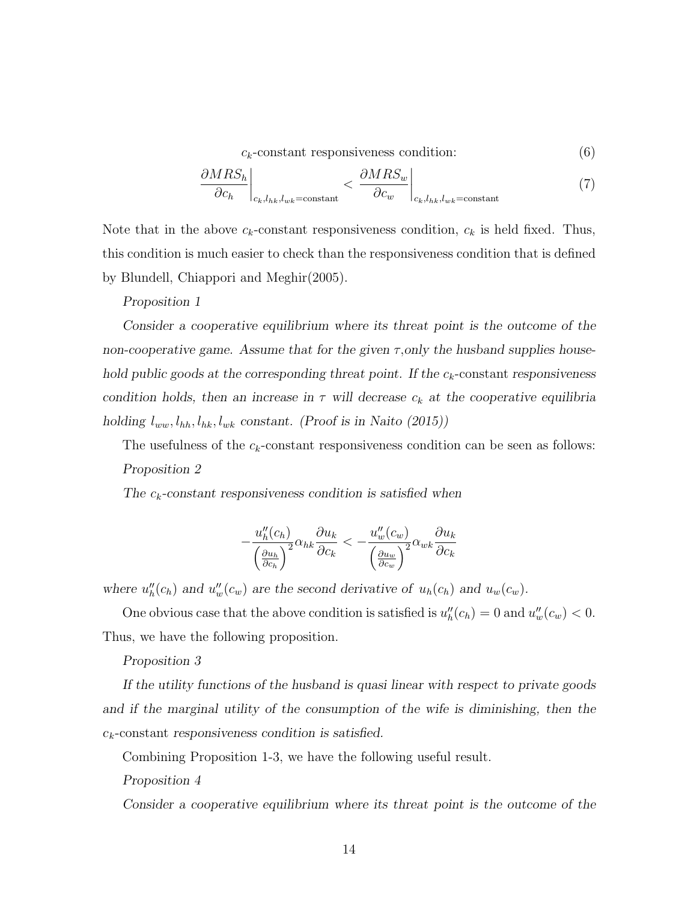$c_k$-constant responsiveness condition: (6)

$$\left.\frac{\partial MRS_h}{\partial c_h}\right|_{c_k,l_{hk},l_{wk}=\text{constant}} < \left.\frac{\partial MRS_w}{\partial c_w}\right|_{c_k,l_{hk},l_{wk}=\text{constant}} \tag{7}$$

Note that in the above $c_k$-constant responsiveness condition, $c_k$ is held fixed. Thus, this condition is much easier to check than the responsiveness condition that is defined by Blundell, Chiappori and Meghir(2005).

*Proposition 1*

*Consider a cooperative equilibrium where its threat point is the outcome of the non-cooperative game. Assume that for the given $\tau$,only the husband supplies household public goods at the corresponding threat point. If the $c_k$-constant responsiveness condition holds, then an increase in $\tau$ will decrease $c_k$ at the cooperative equilibria holding $l_{ww}, l_{hh}, l_{hk}, l_{wk}$ constant. (Proof is in Naito (2015))*

The usefulness of the $c_k$-constant responsiveness condition can be seen as follows:

*Proposition 2*

*The $c_k$-constant responsiveness condition is satisfied when*

$$-\frac{u_h''(c_h)}{\left(\frac{\partial u_h}{\partial c_h}\right)^2}\alpha_{hk}\frac{\partial u_k}{\partial c_k} < -\frac{u_w''(c_w)}{\left(\frac{\partial u_w}{\partial c_w}\right)^2}\alpha_{wk}\frac{\partial u_k}{\partial c_k}$$

*where $u_h''(c_h)$ and $u_w''(c_w)$ are the second derivative of $u_h(c_h)$ and $u_w(c_w)$.*

One obvious case that the above condition is satisfied is $u_h''(c_h) = 0$ and $u_w''(c_w) < 0$. Thus, we have the following proposition.

*Proposition 3*

*If the utility functions of the husband is quasi linear with respect to private goods and if the marginal utility of the consumption of the wife is diminishing, then the $c_k$-constant responsiveness condition is satisfied.*

Combining Proposition 1-3, we have the following useful result.

*Proposition 4*

*Consider a cooperative equilibrium where its threat point is the outcome of the*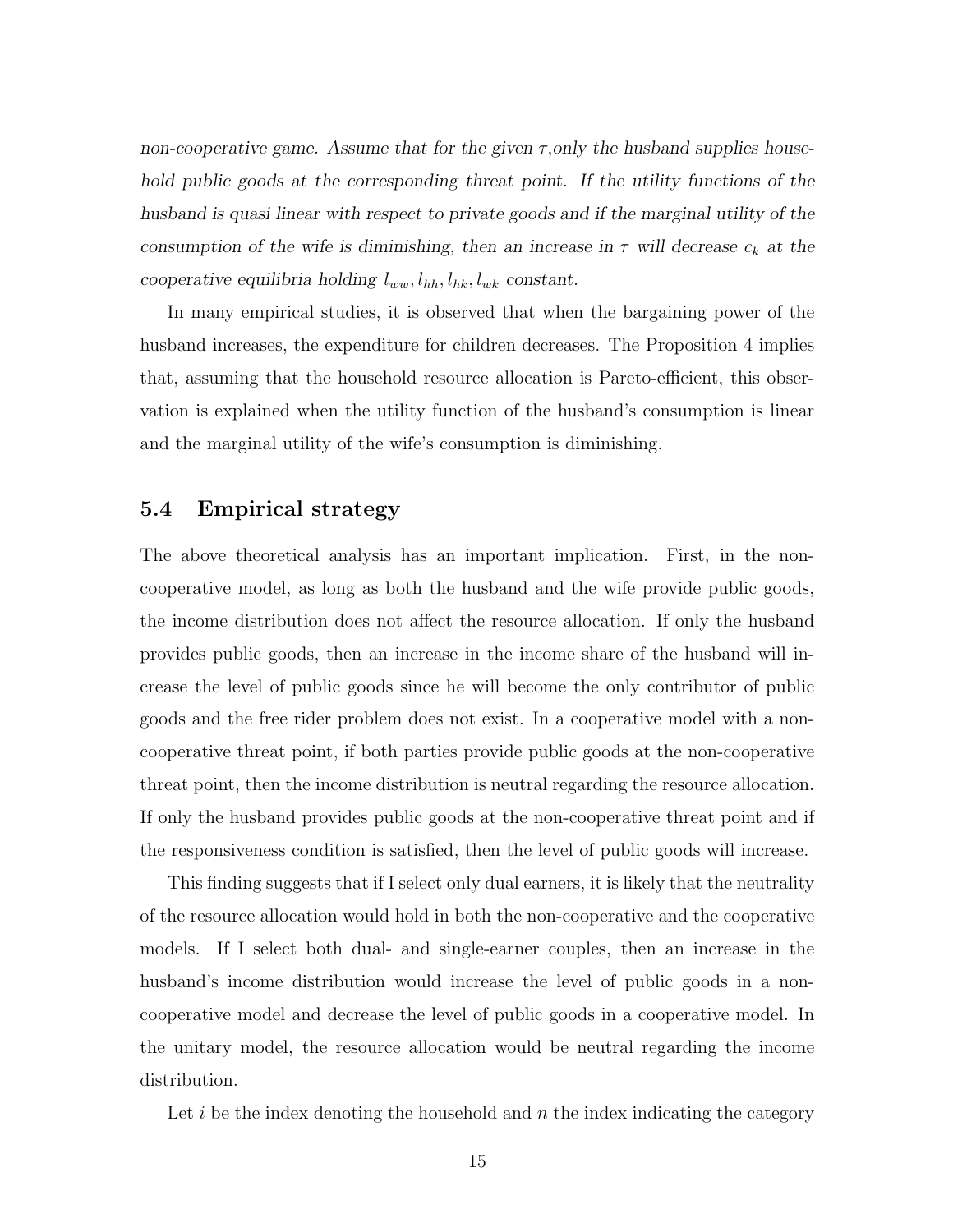*non-cooperative game. Assume that for the given $\tau$,only the husband supplies household public goods at the corresponding threat point. If the utility functions of the husband is quasi linear with respect to private goods and if the marginal utility of the consumption of the wife is diminishing, then an increase in $\tau$ will decrease $c_k$ at the cooperative equilibria holding $l_{ww}, l_{hh}, l_{hk}, l_{wk}$ constant.*

In many empirical studies, it is observed that when the bargaining power of the husband increases, the expenditure for children decreases. The Proposition 4 implies that, assuming that the household resource allocation is Pareto-efficient, this observation is explained when the utility function of the husband's consumption is linear and the marginal utility of the wife's consumption is diminishing.

### 5.4 Empirical strategy

The above theoretical analysis has an important implication. First, in the non-cooperative model, as long as both the husband and the wife provide public goods, the income distribution does not affect the resource allocation. If only the husband provides public goods, then an increase in the income share of the husband will increase the level of public goods since he will become the only contributor of public goods and the free rider problem does not exist. In a cooperative model with a non-cooperative threat point, if both parties provide public goods at the non-cooperative threat point, then the income distribution is neutral regarding the resource allocation. If only the husband provides public goods at the non-cooperative threat point and if the responsiveness condition is satisfied, then the level of public goods will increase.

This finding suggests that if I select only dual earners, it is likely that the neutrality of the resource allocation would hold in both the non-cooperative and the cooperative models. If I select both dual- and single-earner couples, then an increase in the husband's income distribution would increase the level of public goods in a non-cooperative model and decrease the level of public goods in a cooperative model. In the unitary model, the resource allocation would be neutral regarding the income distribution.

Let $i$ be the index denoting the household and $n$ the index indicating the category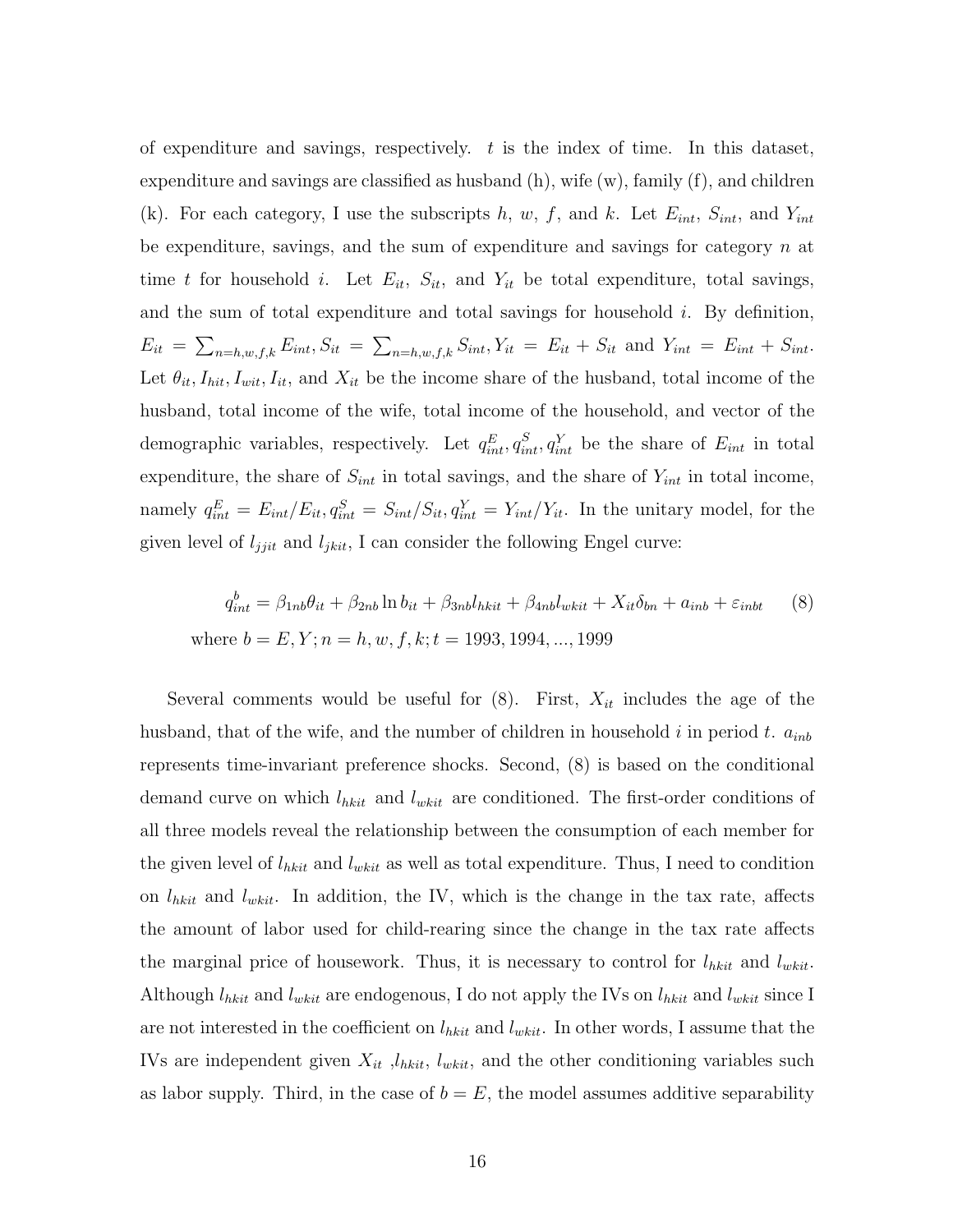of expenditure and savings, respectively. $t$ is the index of time. In this dataset, expenditure and savings are classified as husband (h), wife (w), family (f), and children (k). For each category, I use the subscripts $h$, $w$, $f$, and $k$. Let $E_{int}$, $S_{int}$, and $Y_{int}$ be expenditure, savings, and the sum of expenditure and savings for category $n$ at time $t$ for household $i$. Let $E_{it}$, $S_{it}$, and $Y_{it}$ be total expenditure, total savings, and the sum of total expenditure and total savings for household $i$. By definition, $E_{it} = \sum_{n=h,w,f,k} E_{int}$, $S_{it} = \sum_{n=h,w,f,k} S_{int}$, $Y_{it} = E_{it} + S_{it}$ and $Y_{int} = E_{int} + S_{int}$. Let $\theta_{it}, I_{hit}, I_{wit}, I_{it}$, and $X_{it}$ be the income share of the husband, total income of the husband, total income of the wife, total income of the household, and vector of the demographic variables, respectively. Let $q^E_{int}, q^S_{int}, q^Y_{int}$ be the share of $E_{int}$ in total expenditure, the share of $S_{int}$ in total savings, and the share of $Y_{int}$ in total income, namely $q^E_{int} = E_{int}/E_{it}, q^S_{int} = S_{int}/S_{it}, q^Y_{int} = Y_{int}/Y_{it}$. In the unitary model, for the given level of $l_{jjit}$ and $l_{jkit}$, I can consider the following Engel curve:

$$q^b_{int} = \beta_{1nb}\theta_{it} + \beta_{2nb}\ln b_{it} + \beta_{3nb}l_{hkit} + \beta_{4nb}l_{wkit} + X_{it}\delta_{bn} + a_{inb} + \varepsilon_{inbt} \quad (8)$$

$$\text{where } b = E, Y; n = h, w, f, k; t = 1993, 1994, ..., 1999$$

Several comments would be useful for (8). First, $X_{it}$ includes the age of the husband, that of the wife, and the number of children in household $i$ in period $t$. $a_{inb}$ represents time-invariant preference shocks. Second, (8) is based on the conditional demand curve on which $l_{hkit}$ and $l_{wkit}$ are conditioned. The first-order conditions of all three models reveal the relationship between the consumption of each member for the given level of $l_{hkit}$ and $l_{wkit}$ as well as total expenditure. Thus, I need to condition on $l_{hkit}$ and $l_{wkit}$. In addition, the IV, which is the change in the tax rate, affects the amount of labor used for child-rearing since the change in the tax rate affects the marginal price of housework. Thus, it is necessary to control for $l_{hkit}$ and $l_{wkit}$. Although $l_{hkit}$ and $l_{wkit}$ are endogenous, I do not apply the IVs on $l_{hkit}$ and $l_{wkit}$ since I are not interested in the coefficient on $l_{hkit}$ and $l_{wkit}$. In other words, I assume that the IVs are independent given $X_{it}$ ,$l_{hkit}$, $l_{wkit}$, and the other conditioning variables such as labor supply. Third, in the case of $b = E$, the model assumes additive separability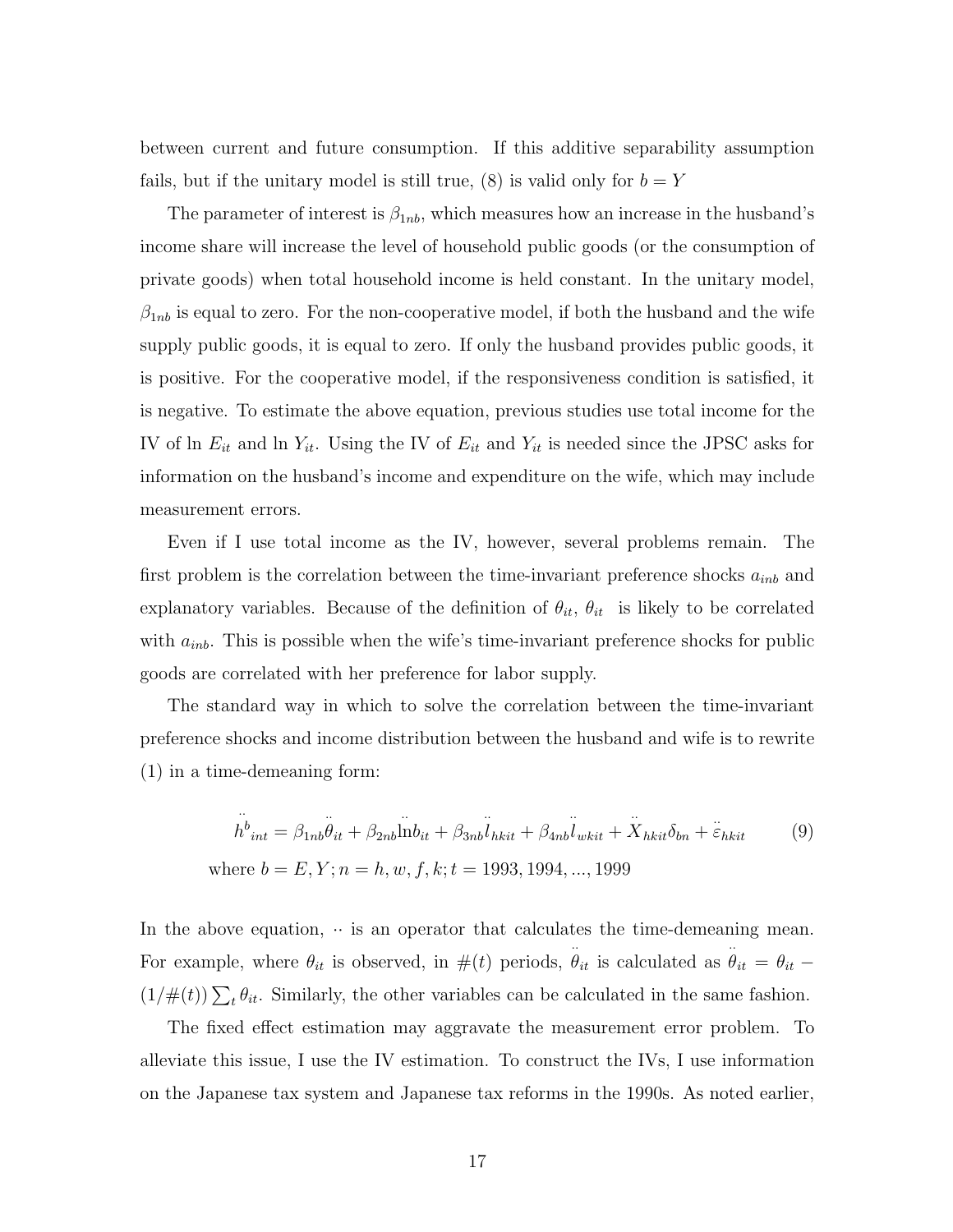between current and future consumption. If this additive separability assumption fails, but if the unitary model is still true, (8) is valid only for $b = Y$

The parameter of interest is $\beta_{1nb}$, which measures how an increase in the husband's income share will increase the level of household public goods (or the consumption of private goods) when total household income is held constant. In the unitary model, $\beta_{1nb}$ is equal to zero. For the non-cooperative model, if both the husband and the wife supply public goods, it is equal to zero. If only the husband provides public goods, it is positive. For the cooperative model, if the responsiveness condition is satisfied, it is negative. To estimate the above equation, previous studies use total income for the IV of ln $E_{it}$ and ln $Y_{it}$. Using the IV of $E_{it}$ and $Y_{it}$ is needed since the JPSC asks for information on the husband's income and expenditure on the wife, which may include measurement errors.

Even if I use total income as the IV, however, several problems remain. The first problem is the correlation between the time-invariant preference shocks $a_{inb}$ and explanatory variables. Because of the definition of $\theta_{it}$, $\theta_{it}$ is likely to be correlated with $a_{inb}$. This is possible when the wife's time-invariant preference shocks for public goods are correlated with her preference for labor supply.

The standard way in which to solve the correlation between the time-invariant preference shocks and income distribution between the husband and wife is to rewrite (1) in a time-demeaning form:

$$\ddot{h}^{b}_{int} = \beta_{1nb}\ddot{\theta}_{it} + \beta_{2nb}\ddot{\ln}b_{it} + \beta_{3nb}\ddot{l}_{hkit} + \beta_{4nb}\ddot{l}_{wkit} + \ddot{X}_{hkit}\delta_{bn} + \ddot{\varepsilon}_{hkit} \tag{9}$$

$$\text{where } b = E, Y; n = h, w, f, k; t = 1993, 1994, ..., 1999$$

In the above equation, ·· is an operator that calculates the time-demeaning mean. For example, where $\theta_{it}$ is observed, in $\#(t)$ periods, $\ddot{\theta}_{it}$ is calculated as $\ddot{\theta}_{it} = \theta_{it} - (1/\#(t))\sum_t \theta_{it}$. Similarly, the other variables can be calculated in the same fashion.

The fixed effect estimation may aggravate the measurement error problem. To alleviate this issue, I use the IV estimation. To construct the IVs, I use information on the Japanese tax system and Japanese tax reforms in the 1990s. As noted earlier,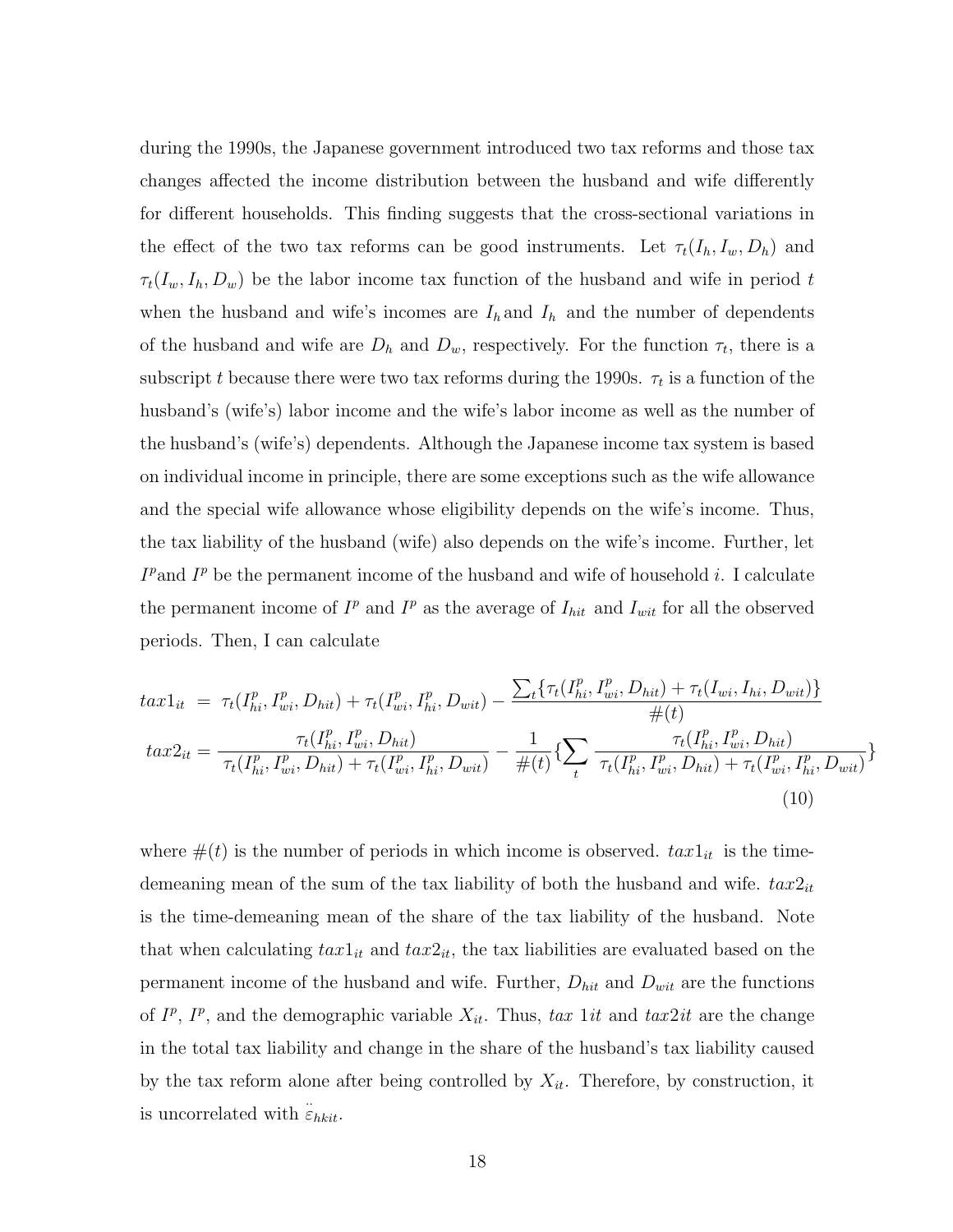during the 1990s, the Japanese government introduced two tax reforms and those tax changes affected the income distribution between the husband and wife differently for different households. This finding suggests that the cross-sectional variations in the effect of the two tax reforms can be good instruments. Let $\tau_t(I_h, I_w, D_h)$ and $\tau_t(I_w, I_h, D_w)$ be the labor income tax function of the husband and wife in period $t$ when the husband and wife's incomes are $I_h$ and $I_h$ and the number of dependents of the husband and wife are $D_h$ and $D_w$, respectively. For the function $\tau_t$, there is a subscript $t$ because there were two tax reforms during the 1990s. $\tau_t$ is a function of the husband's (wife's) labor income and the wife's labor income as well as the number of the husband's (wife's) dependents. Although the Japanese income tax system is based on individual income in principle, there are some exceptions such as the wife allowance and the special wife allowance whose eligibility depends on the wife's income. Thus, the tax liability of the husband (wife) also depends on the wife's income. Further, let $I^p$ and $I^p$ be the permanent income of the husband and wife of household $i$. I calculate the permanent income of $I^p$ and $I^p$ as the average of $I_{hit}$ and $I_{wit}$ for all the observed periods. Then, I can calculate

$$
\begin{aligned}
tax1_{it} \;&=\; \tau_t(I^p_{hi}, I^p_{wi}, D_{hit}) + \tau_t(I^p_{wi}, I^p_{hi}, D_{wit}) - \frac{\sum_t \{\tau_t(I^p_{hi}, I^p_{wi}, D_{hit}) + \tau_t(I_{wi}, I_{hi}, D_{wit})\}}{\#(t)} \\
tax2_{it} &= \frac{\tau_t(I^p_{hi}, I^p_{wi}, D_{hit})}{\tau_t(I^p_{hi}, I^p_{wi}, D_{hit}) + \tau_t(I^p_{wi}, I^p_{hi}, D_{wit})} - \frac{1}{\#(t)}\{\sum_t \frac{\tau_t(I^p_{hi}, I^p_{wi}, D_{hit})}{\tau_t(I^p_{hi}, I^p_{wi}, D_{hit}) + \tau_t(I^p_{wi}, I^p_{hi}, D_{wit})}\}
\end{aligned} \tag{10}
$$

where $\#(t)$ is the number of periods in which income is observed. $tax1_{it}$ is the time-demeaning mean of the sum of the tax liability of both the husband and wife. $tax2_{it}$ is the time-demeaning mean of the share of the tax liability of the husband. Note that when calculating $tax1_{it}$ and $tax2_{it}$, the tax liabilities are evaluated based on the permanent income of the husband and wife. Further, $D_{hit}$ and $D_{wit}$ are the functions of $I^p$, $I^p$, and the demographic variable $X_{it}$. Thus, $tax\ 1it$ and $tax2it$ are the change in the total tax liability and change in the share of the husband's tax liability caused by the tax reform alone after being controlled by $X_{it}$. Therefore, by construction, it is uncorrelated with $\ddot{\varepsilon}_{hkit}$.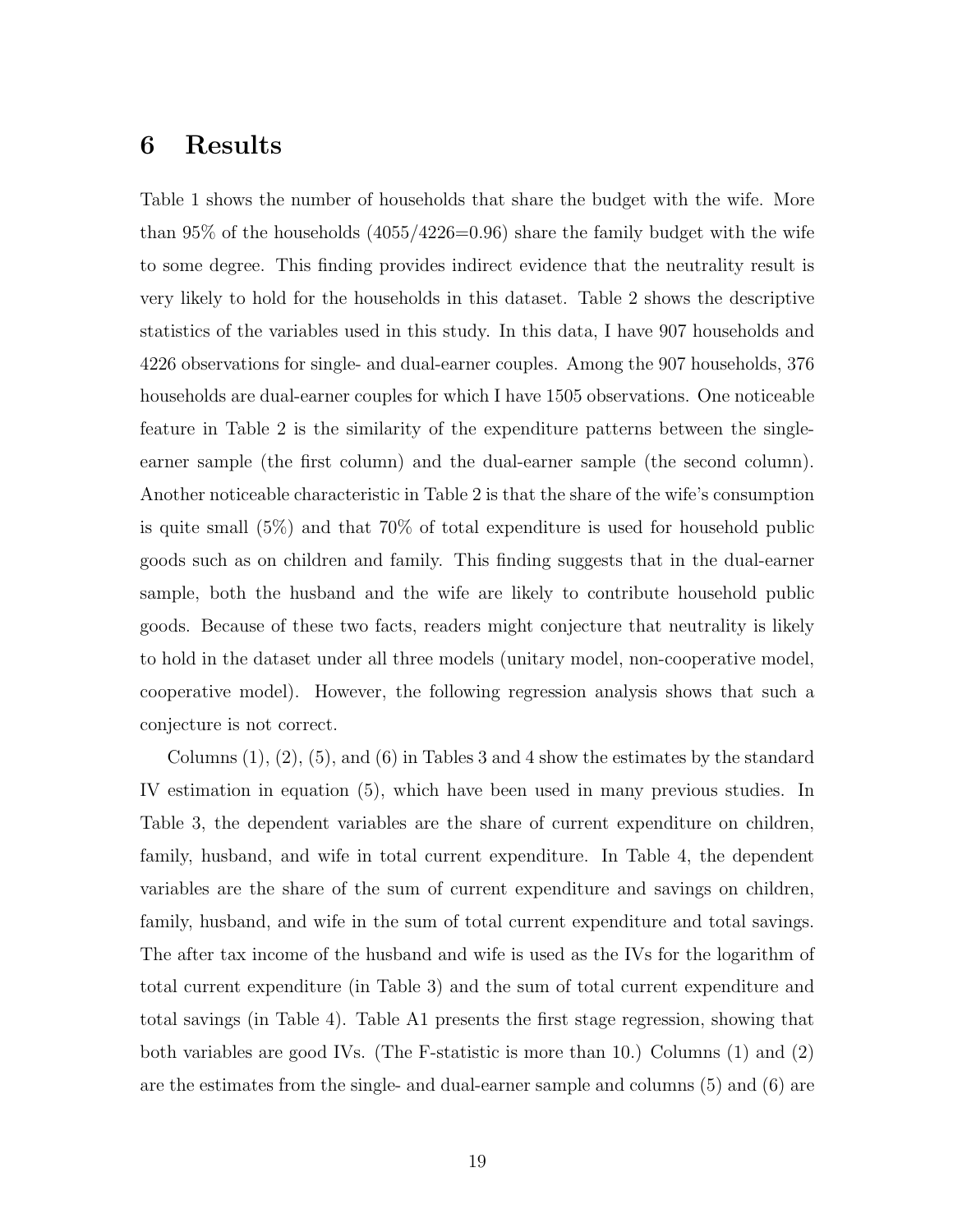# 6 Results

Table 1 shows the number of households that share the budget with the wife. More than 95% of the households (4055/4226=0.96) share the family budget with the wife to some degree. This finding provides indirect evidence that the neutrality result is very likely to hold for the households in this dataset. Table 2 shows the descriptive statistics of the variables used in this study. In this data, I have 907 households and 4226 observations for single- and dual-earner couples. Among the 907 households, 376 households are dual-earner couples for which I have 1505 observations. One noticeable feature in Table 2 is the similarity of the expenditure patterns between the single-earner sample (the first column) and the dual-earner sample (the second column). Another noticeable characteristic in Table 2 is that the share of the wife's consumption is quite small (5%) and that 70% of total expenditure is used for household public goods such as on children and family. This finding suggests that in the dual-earner sample, both the husband and the wife are likely to contribute household public goods. Because of these two facts, readers might conjecture that neutrality is likely to hold in the dataset under all three models (unitary model, non-cooperative model, cooperative model). However, the following regression analysis shows that such a conjecture is not correct.

Columns (1), (2), (5), and (6) in Tables 3 and 4 show the estimates by the standard IV estimation in equation (5), which have been used in many previous studies. In Table 3, the dependent variables are the share of current expenditure on children, family, husband, and wife in total current expenditure. In Table 4, the dependent variables are the share of the sum of current expenditure and savings on children, family, husband, and wife in the sum of total current expenditure and total savings. The after tax income of the husband and wife is used as the IVs for the logarithm of total current expenditure (in Table 3) and the sum of total current expenditure and total savings (in Table 4). Table A1 presents the first stage regression, showing that both variables are good IVs. (The F-statistic is more than 10.) Columns (1) and (2) are the estimates from the single- and dual-earner sample and columns (5) and (6) are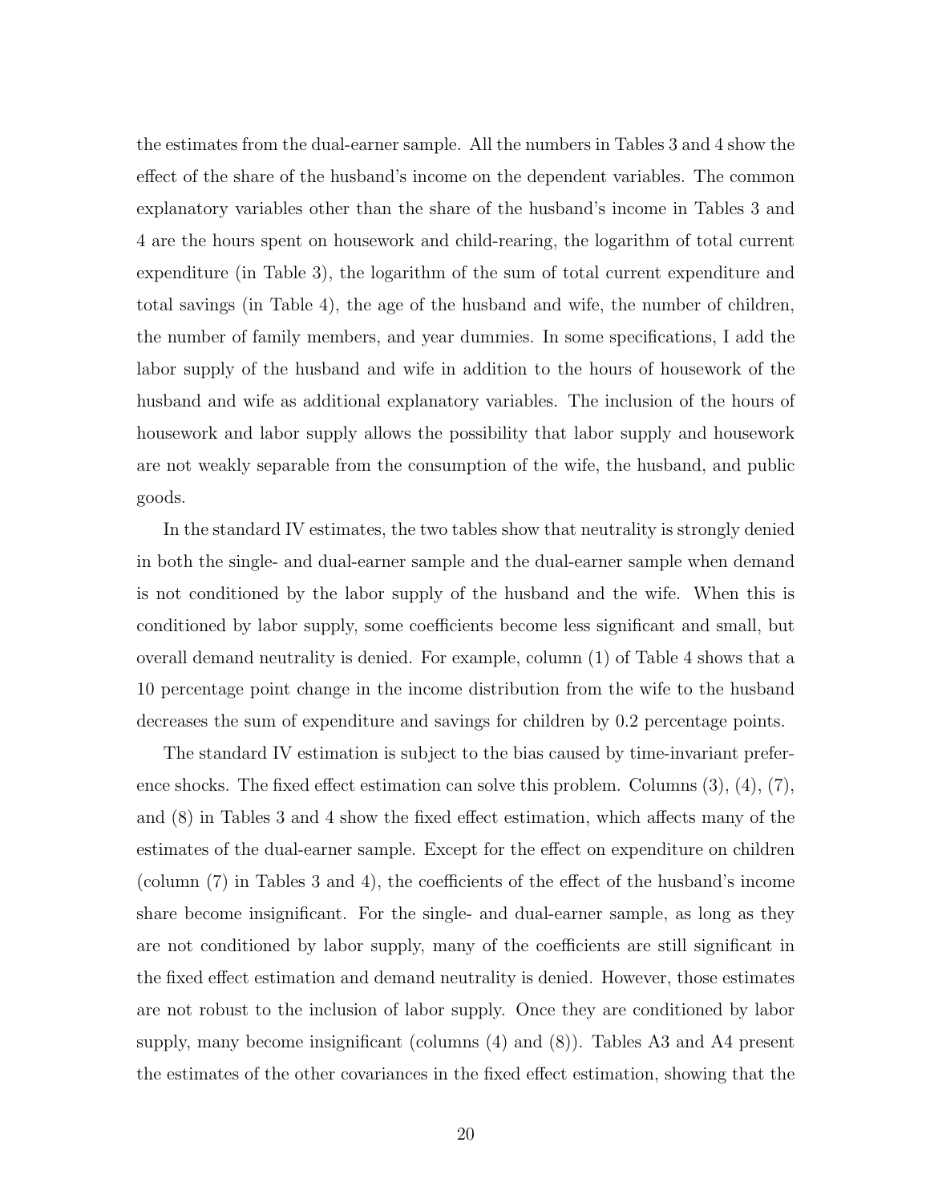the estimates from the dual-earner sample. All the numbers in Tables 3 and 4 show the effect of the share of the husband's income on the dependent variables. The common explanatory variables other than the share of the husband's income in Tables 3 and 4 are the hours spent on housework and child-rearing, the logarithm of total current expenditure (in Table 3), the logarithm of the sum of total current expenditure and total savings (in Table 4), the age of the husband and wife, the number of children, the number of family members, and year dummies. In some specifications, I add the labor supply of the husband and wife in addition to the hours of housework of the husband and wife as additional explanatory variables. The inclusion of the hours of housework and labor supply allows the possibility that labor supply and housework are not weakly separable from the consumption of the wife, the husband, and public goods.

In the standard IV estimates, the two tables show that neutrality is strongly denied in both the single- and dual-earner sample and the dual-earner sample when demand is not conditioned by the labor supply of the husband and the wife. When this is conditioned by labor supply, some coefficients become less significant and small, but overall demand neutrality is denied. For example, column (1) of Table 4 shows that a 10 percentage point change in the income distribution from the wife to the husband decreases the sum of expenditure and savings for children by 0.2 percentage points.

The standard IV estimation is subject to the bias caused by time-invariant preference shocks. The fixed effect estimation can solve this problem. Columns (3), (4), (7), and (8) in Tables 3 and 4 show the fixed effect estimation, which affects many of the estimates of the dual-earner sample. Except for the effect on expenditure on children (column (7) in Tables 3 and 4), the coefficients of the effect of the husband's income share become insignificant. For the single- and dual-earner sample, as long as they are not conditioned by labor supply, many of the coefficients are still significant in the fixed effect estimation and demand neutrality is denied. However, those estimates are not robust to the inclusion of labor supply. Once they are conditioned by labor supply, many become insignificant (columns (4) and (8)). Tables A3 and A4 present the estimates of the other covariances in the fixed effect estimation, showing that the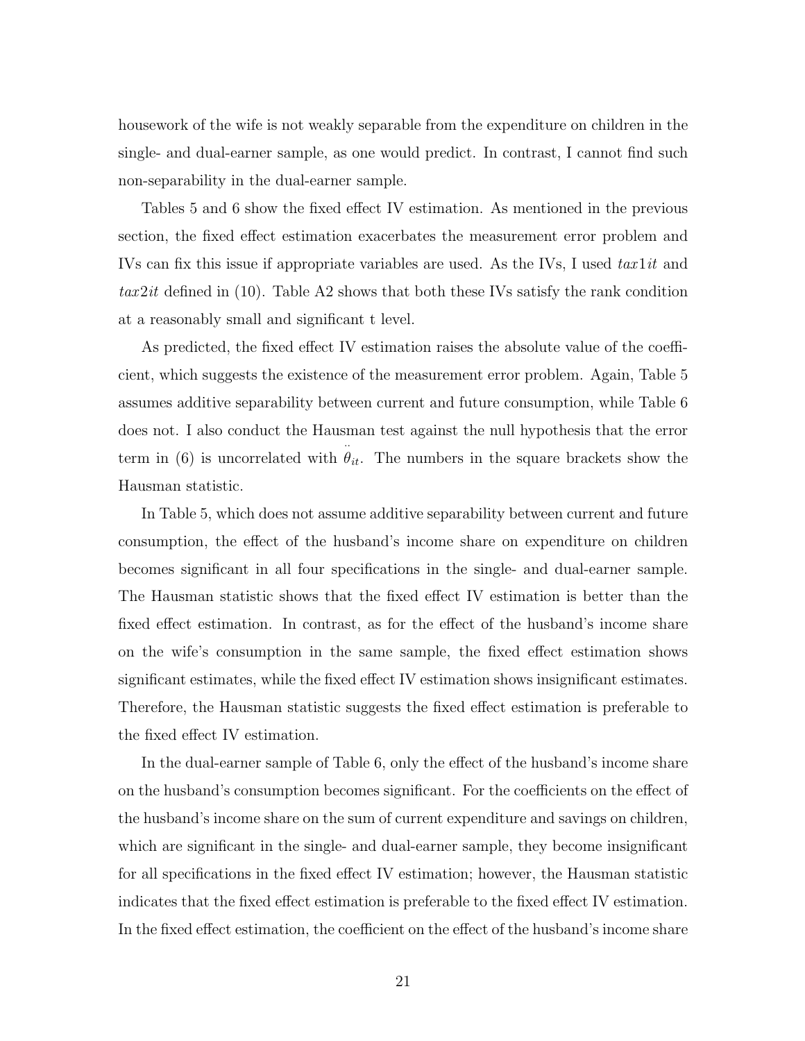housework of the wife is not weakly separable from the expenditure on children in the single- and dual-earner sample, as one would predict. In contrast, I cannot find such non-separability in the dual-earner sample.

Tables 5 and 6 show the fixed effect IV estimation. As mentioned in the previous section, the fixed effect estimation exacerbates the measurement error problem and IVs can fix this issue if appropriate variables are used. As the IVs, I used $tax1it$ and $tax2it$ defined in (10). Table A2 shows that both these IVs satisfy the rank condition at a reasonably small and significant t level.

As predicted, the fixed effect IV estimation raises the absolute value of the coefficient, which suggests the existence of the measurement error problem. Again, Table 5 assumes additive separability between current and future consumption, while Table 6 does not. I also conduct the Hausman test against the null hypothesis that the error term in (6) is uncorrelated with $\ddot{\theta}_{it}$. The numbers in the square brackets show the Hausman statistic.

In Table 5, which does not assume additive separability between current and future consumption, the effect of the husband's income share on expenditure on children becomes significant in all four specifications in the single- and dual-earner sample. The Hausman statistic shows that the fixed effect IV estimation is better than the fixed effect estimation. In contrast, as for the effect of the husband's income share on the wife's consumption in the same sample, the fixed effect estimation shows significant estimates, while the fixed effect IV estimation shows insignificant estimates. Therefore, the Hausman statistic suggests the fixed effect estimation is preferable to the fixed effect IV estimation.

In the dual-earner sample of Table 6, only the effect of the husband's income share on the husband's consumption becomes significant. For the coefficients on the effect of the husband's income share on the sum of current expenditure and savings on children, which are significant in the single- and dual-earner sample, they become insignificant for all specifications in the fixed effect IV estimation; however, the Hausman statistic indicates that the fixed effect estimation is preferable to the fixed effect IV estimation. In the fixed effect estimation, the coefficient on the effect of the husband's income share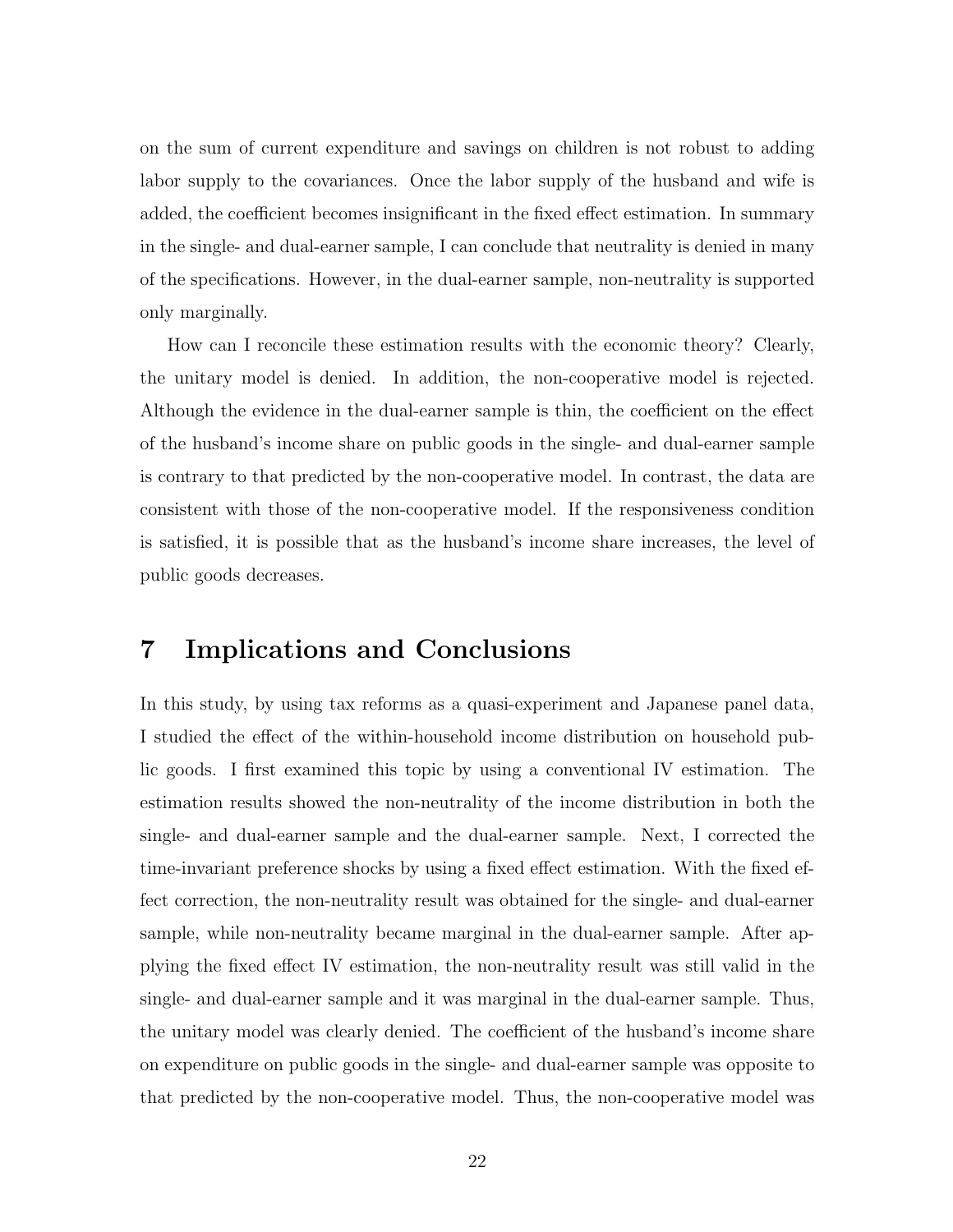on the sum of current expenditure and savings on children is not robust to adding labor supply to the covariances. Once the labor supply of the husband and wife is added, the coefficient becomes insignificant in the fixed effect estimation. In summary in the single- and dual-earner sample, I can conclude that neutrality is denied in many of the specifications. However, in the dual-earner sample, non-neutrality is supported only marginally.

How can I reconcile these estimation results with the economic theory? Clearly, the unitary model is denied. In addition, the non-cooperative model is rejected. Although the evidence in the dual-earner sample is thin, the coefficient on the effect of the husband's income share on public goods in the single- and dual-earner sample is contrary to that predicted by the non-cooperative model. In contrast, the data are consistent with those of the non-cooperative model. If the responsiveness condition is satisfied, it is possible that as the husband's income share increases, the level of public goods decreases.

# 7 Implications and Conclusions

In this study, by using tax reforms as a quasi-experiment and Japanese panel data, I studied the effect of the within-household income distribution on household public goods. I first examined this topic by using a conventional IV estimation. The estimation results showed the non-neutrality of the income distribution in both the single- and dual-earner sample and the dual-earner sample. Next, I corrected the time-invariant preference shocks by using a fixed effect estimation. With the fixed effect correction, the non-neutrality result was obtained for the single- and dual-earner sample, while non-neutrality became marginal in the dual-earner sample. After applying the fixed effect IV estimation, the non-neutrality result was still valid in the single- and dual-earner sample and it was marginal in the dual-earner sample. Thus, the unitary model was clearly denied. The coefficient of the husband's income share on expenditure on public goods in the single- and dual-earner sample was opposite to that predicted by the non-cooperative model. Thus, the non-cooperative model was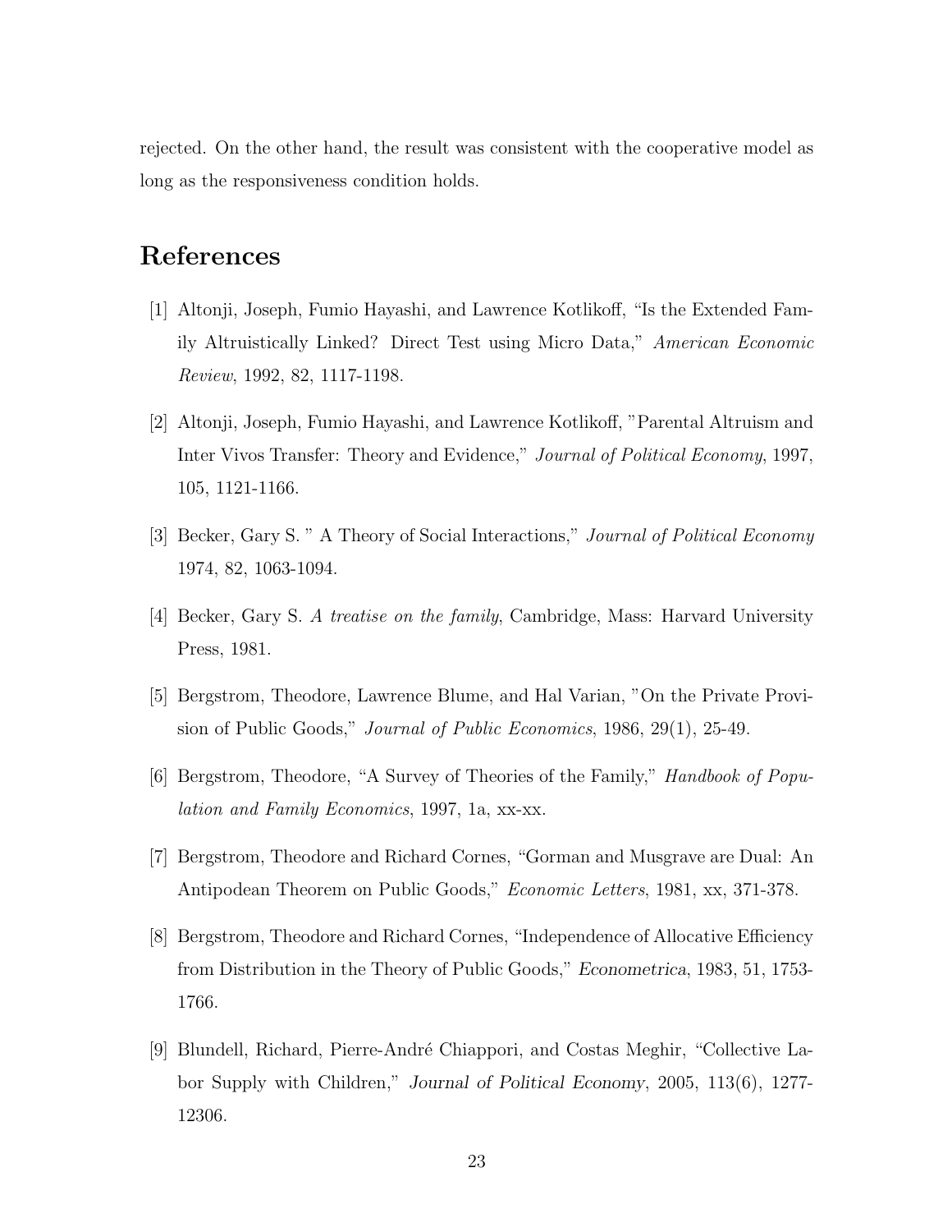rejected. On the other hand, the result was consistent with the cooperative model as long as the responsiveness condition holds.

# References

[1] Altonji, Joseph, Fumio Hayashi, and Lawrence Kotlikoff, “Is the Extended Family Altruistically Linked? Direct Test using Micro Data,” *American Economic Review*, 1992, 82, 1117-1198.

[2] Altonji, Joseph, Fumio Hayashi, and Lawrence Kotlikoff, ”Parental Altruism and Inter Vivos Transfer: Theory and Evidence,” *Journal of Political Economy*, 1997, 105, 1121-1166.

[3] Becker, Gary S. ” A Theory of Social Interactions,” *Journal of Political Economy* 1974, 82, 1063-1094.

[4] Becker, Gary S. *A treatise on the family*, Cambridge, Mass: Harvard University Press, 1981.

[5] Bergstrom, Theodore, Lawrence Blume, and Hal Varian, ”On the Private Provision of Public Goods,” *Journal of Public Economics*, 1986, 29(1), 25-49.

[6] Bergstrom, Theodore, “A Survey of Theories of the Family,” *Handbook of Population and Family Economics*, 1997, 1a, xx-xx.

[7] Bergstrom, Theodore and Richard Cornes, “Gorman and Musgrave are Dual: An Antipodean Theorem on Public Goods,” *Economic Letters*, 1981, xx, 371-378.

[8] Bergstrom, Theodore and Richard Cornes, “Independence of Allocative Efficiency from Distribution in the Theory of Public Goods,” *Econometrica*, 1983, 51, 1753-1766.

[9] Blundell, Richard, Pierre-André Chiappori, and Costas Meghir, “Collective Labor Supply with Children,” *Journal of Political Economy*, 2005, 113(6), 1277-12306.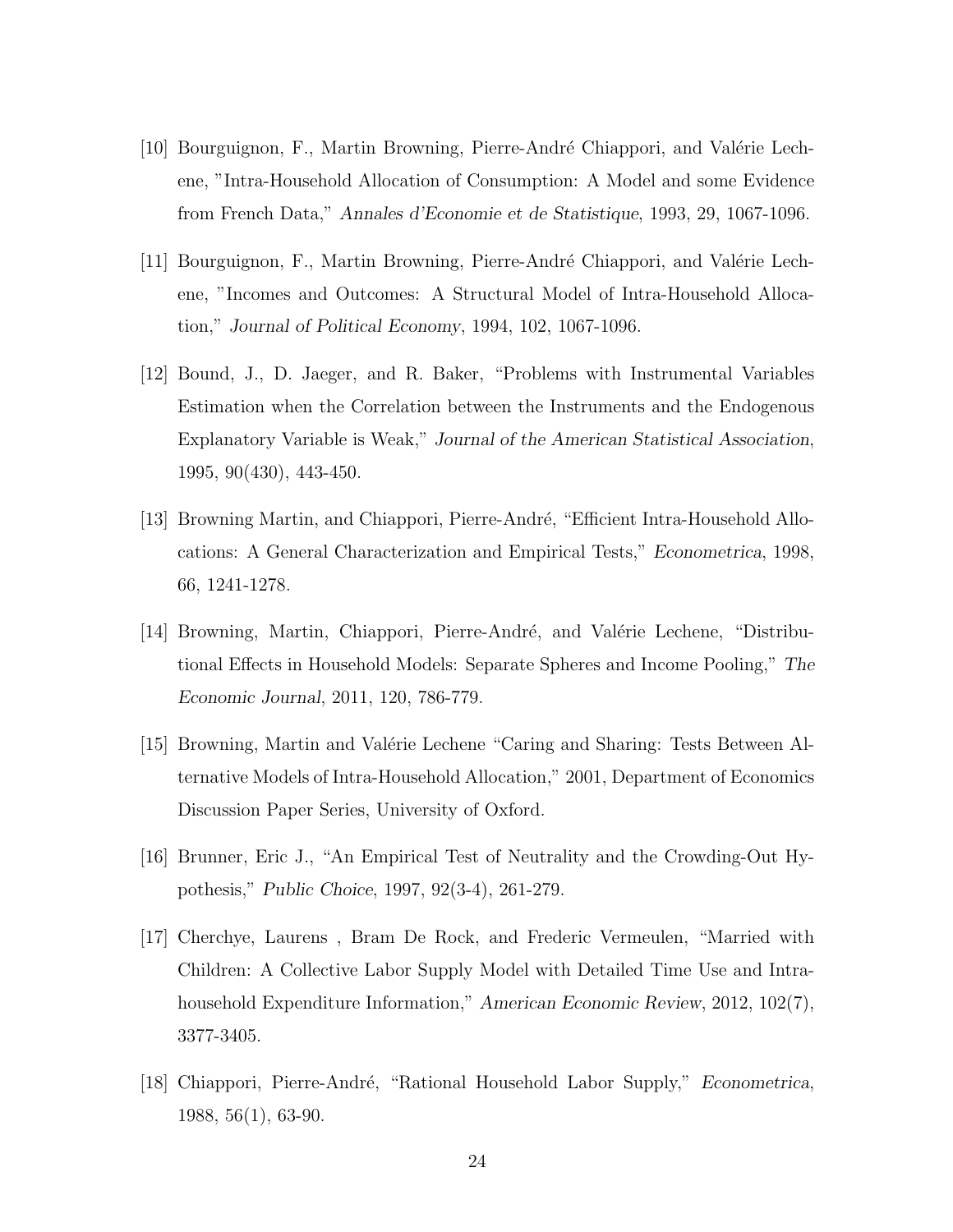[10] Bourguignon, F., Martin Browning, Pierre-André Chiappori, and Valérie Lechene, "Intra-Household Allocation of Consumption: A Model and some Evidence from French Data," *Annales d'Economie et de Statistique*, 1993, 29, 1067-1096.

[11] Bourguignon, F., Martin Browning, Pierre-André Chiappori, and Valérie Lechene, "Incomes and Outcomes: A Structural Model of Intra-Household Allocation," *Journal of Political Economy*, 1994, 102, 1067-1096.

[12] Bound, J., D. Jaeger, and R. Baker, "Problems with Instrumental Variables Estimation when the Correlation between the Instruments and the Endogenous Explanatory Variable is Weak," *Journal of the American Statistical Association*, 1995, 90(430), 443-450.

[13] Browning Martin, and Chiappori, Pierre-André, "Efficient Intra-Household Allocations: A General Characterization and Empirical Tests," *Econometrica*, 1998, 66, 1241-1278.

[14] Browning, Martin, Chiappori, Pierre-André, and Valérie Lechene, "Distributional Effects in Household Models: Separate Spheres and Income Pooling," *The Economic Journal*, 2011, 120, 786-779.

[15] Browning, Martin and Valérie Lechene "Caring and Sharing: Tests Between Alternative Models of Intra-Household Allocation," 2001, Department of Economics Discussion Paper Series, University of Oxford.

[16] Brunner, Eric J., "An Empirical Test of Neutrality and the Crowding-Out Hypothesis," *Public Choice*, 1997, 92(3-4), 261-279.

[17] Cherchye, Laurens , Bram De Rock, and Frederic Vermeulen, "Married with Children: A Collective Labor Supply Model with Detailed Time Use and Intrahousehold Expenditure Information," *American Economic Review*, 2012, 102(7), 3377-3405.

[18] Chiappori, Pierre-André, "Rational Household Labor Supply," *Econometrica*, 1988, 56(1), 63-90.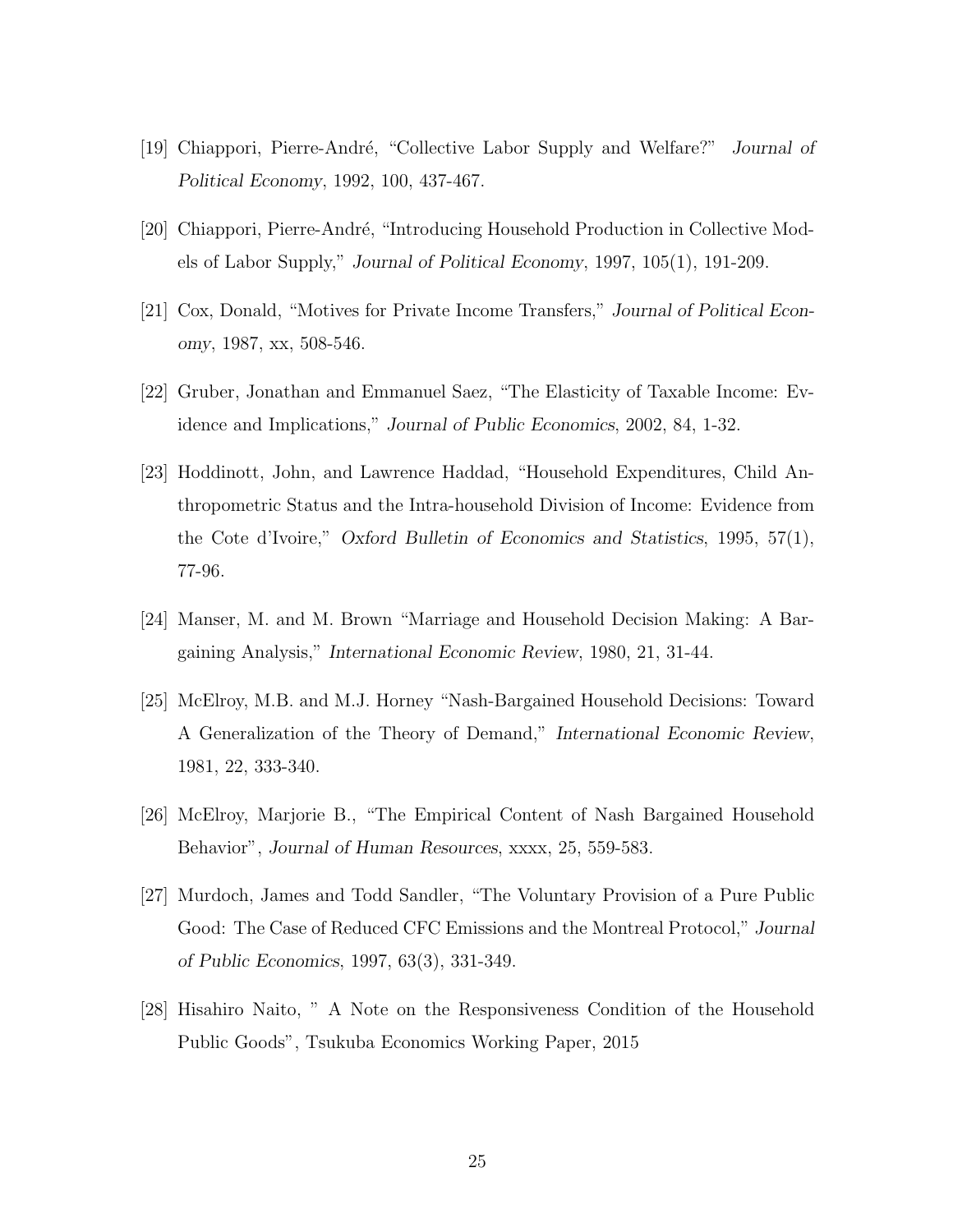[19] Chiappori, Pierre-André, "Collective Labor Supply and Welfare?" *Journal of Political Economy*, 1992, 100, 437-467.

[20] Chiappori, Pierre-André, "Introducing Household Production in Collective Models of Labor Supply," *Journal of Political Economy*, 1997, 105(1), 191-209.

[21] Cox, Donald, "Motives for Private Income Transfers," *Journal of Political Economy*, 1987, xx, 508-546.

[22] Gruber, Jonathan and Emmanuel Saez, "The Elasticity of Taxable Income: Evidence and Implications," *Journal of Public Economics*, 2002, 84, 1-32.

[23] Hoddinott, John, and Lawrence Haddad, "Household Expenditures, Child Anthropometric Status and the Intra-household Division of Income: Evidence from the Cote d'Ivoire," *Oxford Bulletin of Economics and Statistics*, 1995, 57(1), 77-96.

[24] Manser, M. and M. Brown "Marriage and Household Decision Making: A Bargaining Analysis," *International Economic Review*, 1980, 21, 31-44.

[25] McElroy, M.B. and M.J. Horney "Nash-Bargained Household Decisions: Toward A Generalization of the Theory of Demand," *International Economic Review*, 1981, 22, 333-340.

[26] McElroy, Marjorie B., "The Empirical Content of Nash Bargained Household Behavior", *Journal of Human Resources*, xxxx, 25, 559-583.

[27] Murdoch, James and Todd Sandler, "The Voluntary Provision of a Pure Public Good: The Case of Reduced CFC Emissions and the Montreal Protocol," *Journal of Public Economics*, 1997, 63(3), 331-349.

[28] Hisahiro Naito, " A Note on the Responsiveness Condition of the Household Public Goods", Tsukuba Economics Working Paper, 2015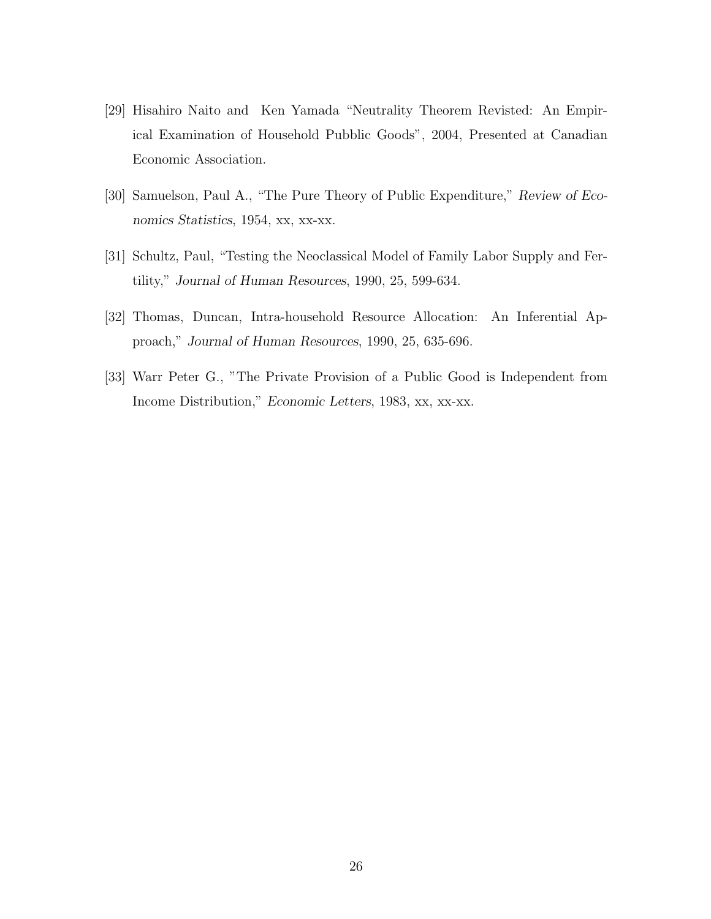[29] Hisahiro Naito and Ken Yamada "Neutrality Theorem Revisted: An Empirical Examination of Household Pubblic Goods", 2004, Presented at Canadian Economic Association.

[30] Samuelson, Paul A., "The Pure Theory of Public Expenditure," *Review of Economics Statistics*, 1954, xx, xx-xx.

[31] Schultz, Paul, "Testing the Neoclassical Model of Family Labor Supply and Fertility," *Journal of Human Resources*, 1990, 25, 599-634.

[32] Thomas, Duncan, Intra-household Resource Allocation: An Inferential Approach," *Journal of Human Resources*, 1990, 25, 635-696.

[33] Warr Peter G., "The Private Provision of a Public Good is Independent from Income Distribution," *Economic Letters*, 1983, xx, xx-xx.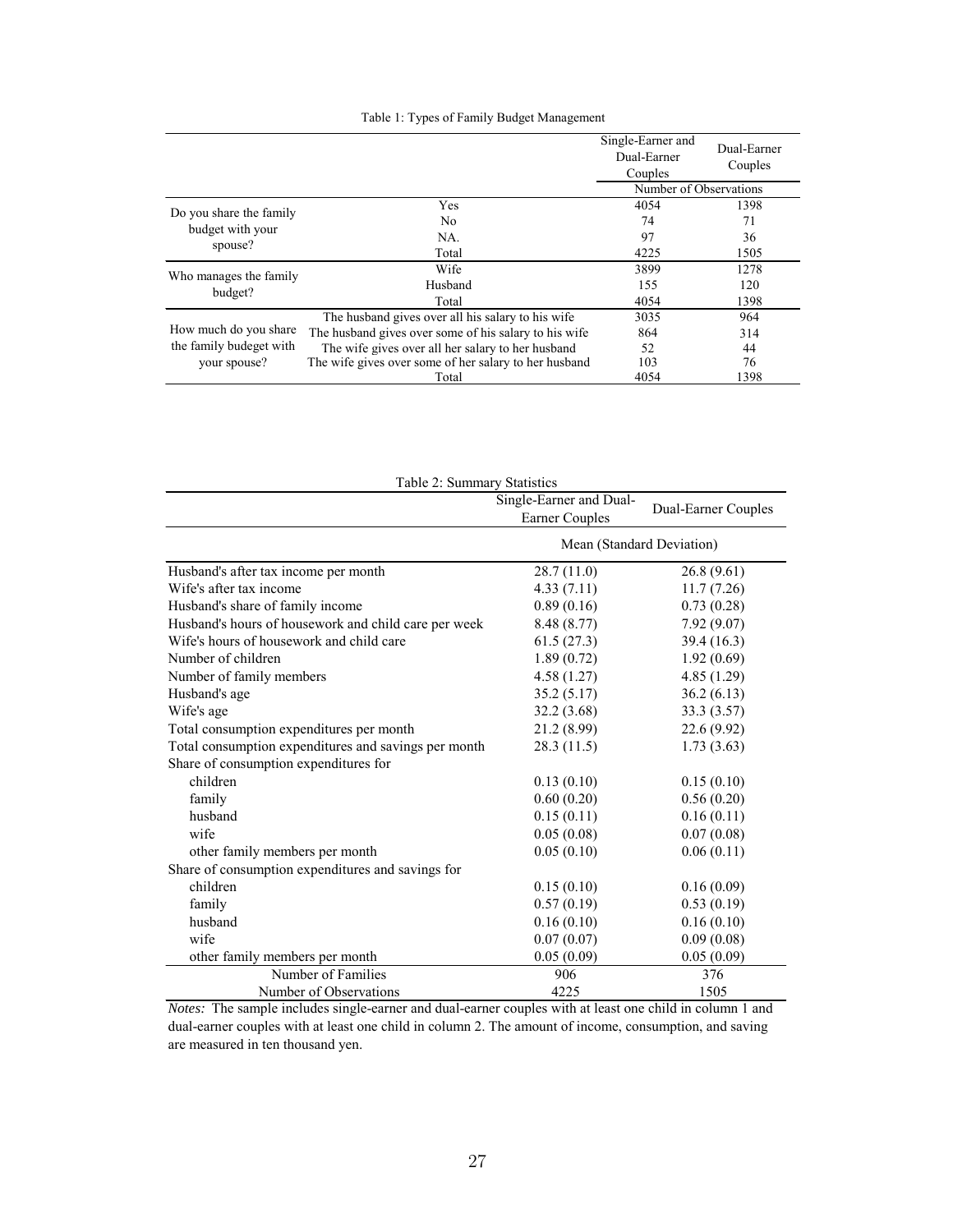Table 1: Types of Family Budget Management

| | | Single-Earner and Dual-Earner Couples | Dual-Earner Couples |
|---|---|---|---|
| | | Number of Observations | |
| Do you share the family budget with your spouse? | Yes | 4054 | 1398 |
| | No | 74 | 71 |
| | NA. | 97 | 36 |
| | Total | 4225 | 1505 |
| Who manages the family budget? | Wife | 3899 | 1278 |
| | Husband | 155 | 120 |
| | Total | 4054 | 1398 |
| How much do you share the family budeget with your spouse? | The husband gives over all his salary to his wife | 3035 | 964 |
| | The husband gives over some of his salary to his wife | 864 | 314 |
| | The wife gives over all her salary to her husband | 52 | 44 |
| | The wife gives over some of her salary to her husband | 103 | 76 |
| | Total | 4054 | 1398 |

Table 2: Summary Statistics

| | Single-Earner and Dual-Earner Couples | Dual-Earner Couples |
|---|---|---|
| | Mean (Standard Deviation) | |
| Husband's after tax income per month | 28.7 (11.0) | 26.8 (9.61) |
| Wife's after tax income | 4.33 (7.11) | 11.7 (7.26) |
| Husband's share of family income | 0.89 (0.16) | 0.73 (0.28) |
| Husband's hours of housework and child care per week | 8.48 (8.77) | 7.92 (9.07) |
| Wife's hours of housework and child care | 61.5 (27.3) | 39.4 (16.3) |
| Number of children | 1.89 (0.72) | 1.92 (0.69) |
| Number of family members | 4.58 (1.27) | 4.85 (1.29) |
| Husband's age | 35.2 (5.17) | 36.2 (6.13) |
| Wife's age | 32.2 (3.68) | 33.3 (3.57) |
| Total consumption expenditures per month | 21.2 (8.99) | 22.6 (9.92) |
| Total consumption expenditures and savings per month | 28.3 (11.5) | 1.73 (3.63) |
| Share of consumption expenditures for | | |
| children | 0.13 (0.10) | 0.15 (0.10) |
| family | 0.60 (0.20) | 0.56 (0.20) |
| husband | 0.15 (0.11) | 0.16 (0.11) |
| wife | 0.05 (0.08) | 0.07 (0.08) |
| other family members per month | 0.05 (0.10) | 0.06 (0.11) |
| Share of consumption expenditures and savings for | | |
| children | 0.15 (0.10) | 0.16 (0.09) |
| family | 0.57 (0.19) | 0.53 (0.19) |
| husband | 0.16 (0.10) | 0.16 (0.10) |
| wife | 0.07 (0.07) | 0.09 (0.08) |
| other family members per month | 0.05 (0.09) | 0.05 (0.09) |
| Number of Families | 906 | 376 |
| Number of Observations | 4225 | 1505 |

*Notes:* The sample includes single-earner and dual-earner couples with at least one child in column 1 and dual-earner couples with at least one child in column 2. The amount of income, consumption, and saving are measured in ten thousand yen.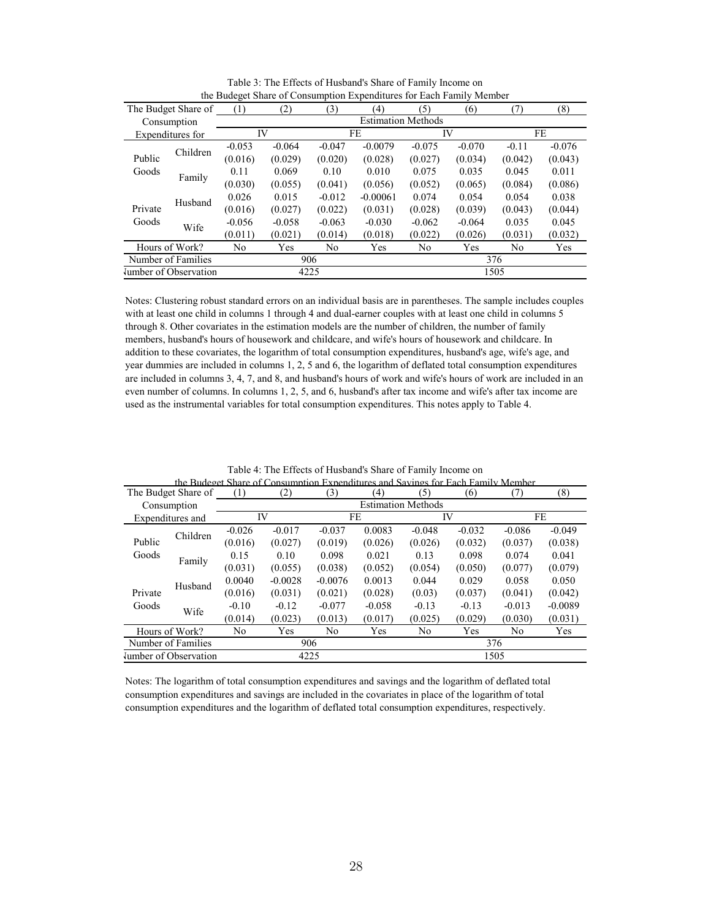Table 3: The Effects of Husband's Share of Family Income on the Budeget Share of Consumption Expenditures for Each Family Member

| The Budget Share of Consumption Expenditures for | | (1) | (2) | (3) | (4) | (5) | (6) | (7) | (8) |
|---|---|---|---|---|---|---|---|---|---|
| | | Estimation Methods | | | | | | | |
| | | IV | | FE | | IV | | FE | |
| Public Goods | Children | -0.053 | -0.064 | -0.047 | -0.0079 | -0.075 | -0.070 | -0.11 | -0.076 |
| | | (0.016) | (0.029) | (0.020) | (0.028) | (0.027) | (0.034) | (0.042) | (0.043) |
| | Family | 0.11 | 0.069 | 0.10 | 0.010 | 0.075 | 0.035 | 0.045 | 0.011 |
| | | (0.030) | (0.055) | (0.041) | (0.056) | (0.052) | (0.065) | (0.084) | (0.086) |
| Private Goods | Husband | 0.026 | 0.015 | -0.012 | -0.00061 | 0.074 | 0.054 | 0.054 | 0.038 |
| | | (0.016) | (0.027) | (0.022) | (0.031) | (0.028) | (0.039) | (0.043) | (0.044) |
| | Wife | -0.056 | -0.058 | -0.063 | -0.030 | -0.062 | -0.064 | 0.035 | 0.045 |
| | | (0.011) | (0.021) | (0.014) | (0.018) | (0.022) | (0.026) | (0.031) | (0.032) |
| Hours of Work? | | No | Yes | No | Yes | No | Yes | No | Yes |
| Number of Families | | 906 | | | | 376 | | | |
| Number of Observation | | 4225 | | | | 1505 | | | |

Notes: Clustering robust standard errors on an individual basis are in parentheses. The sample includes couples with at least one child in columns 1 through 4 and dual-earner couples with at least one child in columns 5 through 8. Other covariates in the estimation models are the number of children, the number of family members, husband's hours of housework and childcare, and wife's hours of housework and childcare. In addition to these covariates, the logarithm of total consumption expenditures, husband's age, wife's age, and year dummies are included in columns 1, 2, 5 and 6, the logarithm of deflated total consumption expenditures are included in columns 3, 4, 7, and 8, and husband's hours of work and wife's hours of work are included in an even number of columns. In columns 1, 2, 5, and 6, husband's after tax income and wife's after tax income are used as the instrumental variables for total consumption expenditures. This notes apply to Table 4.

Table 4: The Effects of Husband's Share of Family Income on the Budeget Share of Consumption Expenditures and Savings for Each Family Member

| The Budget Share of Consumption Expenditures and | | (1) | (2) | (3) | (4) | (5) | (6) | (7) | (8) |
|---|---|---|---|---|---|---|---|---|---|
| | | Estimation Methods | | | | | | | |
| | | IV | | FE | | IV | | FE | |
| Public Goods | Children | -0.026 | -0.017 | -0.037 | 0.0083 | -0.048 | -0.032 | -0.086 | -0.049 |
| | | (0.016) | (0.027) | (0.019) | (0.026) | (0.026) | (0.032) | (0.037) | (0.038) |
| | Family | 0.15 | 0.10 | 0.098 | 0.021 | 0.13 | 0.098 | 0.074 | 0.041 |
| | | (0.031) | (0.055) | (0.038) | (0.052) | (0.054) | (0.050) | (0.077) | (0.079) |
| Private Goods | Husband | 0.0040 | -0.0028 | -0.0076 | 0.0013 | 0.044 | 0.029 | 0.058 | 0.050 |
| | | (0.016) | (0.031) | (0.021) | (0.028) | (0.03) | (0.037) | (0.041) | (0.042) |
| | Wife | -0.10 | -0.12 | -0.077 | -0.058 | -0.13 | -0.13 | -0.013 | -0.0089 |
| | | (0.014) | (0.023) | (0.013) | (0.017) | (0.025) | (0.029) | (0.030) | (0.031) |
| Hours of Work? | | No | Yes | No | Yes | No | Yes | No | Yes |
| Number of Families | | 906 | | | | 376 | | | |
| Number of Observation | | 4225 | | | | 1505 | | | |

Notes: The logarithm of total consumption expenditures and savings and the logarithm of deflated total consumption expenditures and savings are included in the covariates in place of the logarithm of total consumption expenditures and the logarithm of deflated total consumption expenditures, respectively.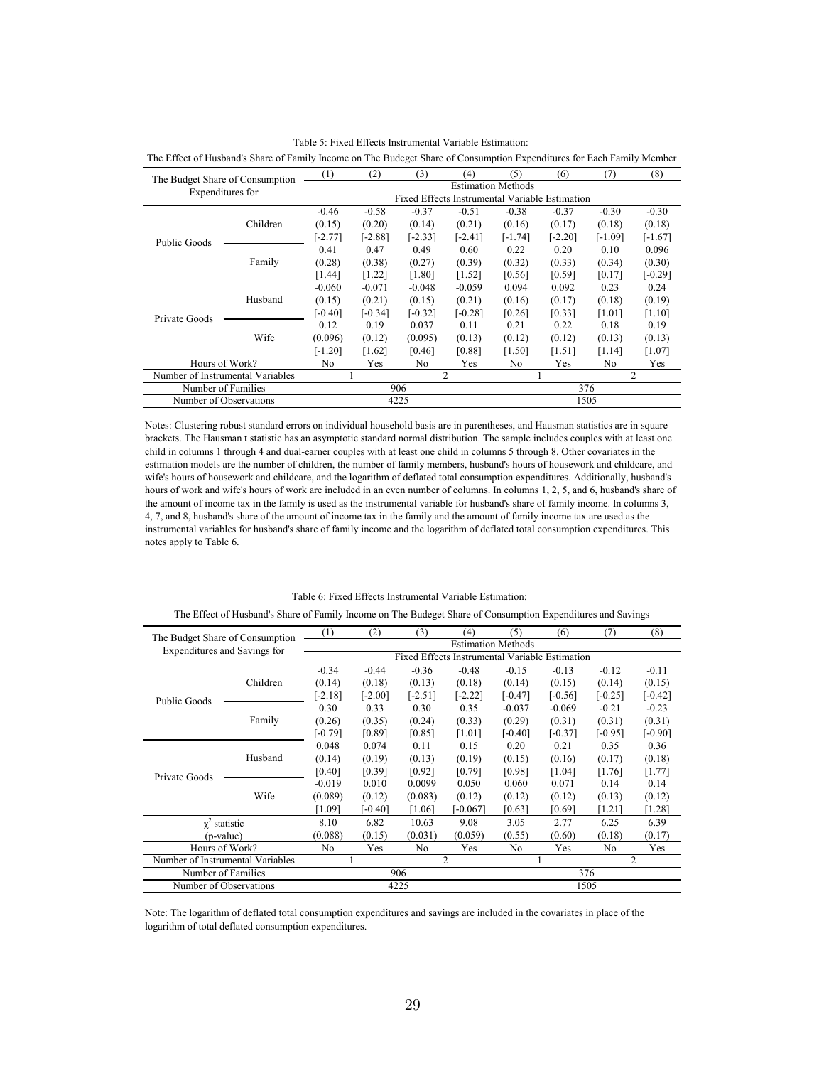Table 5: Fixed Effects Instrumental Variable Estimation:

The Effect of Husband's Share of Family Income on The Budeget Share of Consumption Expenditures for Each Family Member

| The Budget Share of Consumption Expenditures for | | (1) | (2) | (3) | (4) | (5) | (6) | (7) | (8) |
|---|---|---|---|---|---|---|---|---|---|
| | | Estimation Methods | | | | | | | |
| | | Fixed Effects Instrumental Variable Estimation | | | | | | | |
| Public Goods | Children | -0.46 | -0.58 | -0.37 | -0.51 | -0.38 | -0.37 | -0.30 | -0.30 |
| | | (0.15) | (0.20) | (0.14) | (0.21) | (0.16) | (0.17) | (0.18) | (0.18) |
| | | [-2.77] | [-2.88] | [-2.33] | [-2.41] | [-1.74] | [-2.20] | [-1.09] | [-1.67] |
| | Family | 0.41 | 0.47 | 0.49 | 0.60 | 0.22 | 0.20 | 0.10 | 0.096 |
| | | (0.28) | (0.38) | (0.27) | (0.39) | (0.32) | (0.33) | (0.34) | (0.30) |
| | | [1.44] | [1.22] | [1.80] | [1.52] | [0.56] | [0.59] | [0.17] | [-0.29] |
| Private Goods | Husband | -0.060 | -0.071 | -0.048 | -0.059 | 0.094 | 0.092 | 0.23 | 0.24 |
| | | (0.15) | (0.21) | (0.15) | (0.21) | (0.16) | (0.17) | (0.18) | (0.19) |
| | | [-0.40] | [-0.34] | [-0.32] | [-0.28] | [0.26] | [0.33] | [1.01] | [1.10] |
| | Wife | 0.12 | 0.19 | 0.037 | 0.11 | 0.21 | 0.22 | 0.18 | 0.19 |
| | | (0.096) | (0.12) | (0.095) | (0.13) | (0.12) | (0.12) | (0.13) | (0.13) |
| | | [-1.20] | [1.62] | [0.46] | [0.88] | [1.50] | [1.51] | [1.14] | [1.07] |
| Hours of Work? | | No | Yes | No | Yes | No | Yes | No | Yes |
| Number of Instrumental Variables | | 1 | | 2 | | 1 | | 2 | |
| Number of Families | | 906 | | | | 376 | | | |
| Number of Observations | | 4225 | | | | 1505 | | | |

Notes: Clustering robust standard errors on individual household basis are in parentheses, and Hausman statistics are in square brackets. The Hausman t statistic has an asymptotic standard normal distribution. The sample includes couples with at least one child in columns 1 through 4 and dual-earner couples with at least one child in columns 5 through 8. Other covariates in the estimation models are the number of children, the number of family members, husband's hours of housework and childcare, and wife's hours of housework and childcare, and the logarithm of deflated total consumption expenditures. Additionally, husband's hours of work and wife's hours of work are included in an even number of columns. In columns 1, 2, 5, and 6, husband's share of the amount of income tax in the family is used as the instrumental variable for husband's share of family income. In columns 3, 4, 7, and 8, husband's share of the amount of income tax in the family and the amount of family income tax are used as the instrumental variables for husband's share of family income and the logarithm of deflated total consumption expenditures. This notes apply to Table 6.

Table 6: Fixed Effects Instrumental Variable Estimation:

The Effect of Husband's Share of Family Income on The Budeget Share of Consumption Expenditures and Savings

| The Budget Share of Consumption Expenditures and Savings for | | (1) | (2) | (3) | (4) | (5) | (6) | (7) | (8) |
|---|---|---|---|---|---|---|---|---|---|
| | | Estimation Methods | | | | | | | |
| | | Fixed Effects Instrumental Variable Estimation | | | | | | | |
| Public Goods | Children | -0.34 | -0.44 | -0.36 | -0.48 | -0.15 | -0.13 | -0.12 | -0.11 |
| | | (0.14) | (0.18) | (0.13) | (0.18) | (0.14) | (0.15) | (0.14) | (0.15) |
| | | [-2.18] | [-2.00] | [-2.51] | [-2.22] | [-0.47] | [-0.56] | [-0.25] | [-0.42] |
| | Family | 0.30 | 0.33 | 0.30 | 0.35 | -0.037 | -0.069 | -0.21 | -0.23 |
| | | (0.26) | (0.35) | (0.24) | (0.33) | (0.29) | (0.31) | (0.31) | (0.31) |
| | | [-0.79] | [0.89] | [0.85] | [1.01] | [-0.40] | [-0.37] | [-0.95] | [-0.90] |
| Private Goods | Husband | 0.048 | 0.074 | 0.11 | 0.15 | 0.20 | 0.21 | 0.35 | 0.36 |
| | | (0.14) | (0.19) | (0.13) | (0.19) | (0.15) | (0.16) | (0.17) | (0.18) |
| | | [0.40] | [0.39] | [0.92] | [0.79] | [0.98] | [1.04] | [1.76] | [1.77] |
| | Wife | -0.019 | 0.010 | 0.0099 | 0.050 | 0.060 | 0.071 | 0.14 | 0.14 |
| | | (0.089) | (0.12) | (0.083) | (0.12) | (0.12) | (0.12) | (0.13) | (0.12) |
| | | [1.09] | [-0.40] | [1.06] | [-0.067] | [0.63] | [0.69] | [1.21] | [1.28] |
| $\chi^2$ statistic | | 8.10 | 6.82 | 10.63 | 9.08 | 3.05 | 2.77 | 6.25 | 6.39 |
| (p-value) | | (0.088) | (0.15) | (0.031) | (0.059) | (0.55) | (0.60) | (0.18) | (0.17) |
| Hours of Work? | | No | Yes | No | Yes | No | Yes | No | Yes |
| Number of Instrumental Variables | | 1 | | 2 | | 1 | | 2 | |
| Number of Families | | 906 | | | | 376 | | | |
| Number of Observations | | 4225 | | | | 1505 | | | |

Note: The logarithm of deflated total consumption expenditures and savings are included in the covariates in place of the logarithm of total deflated consumption expenditures.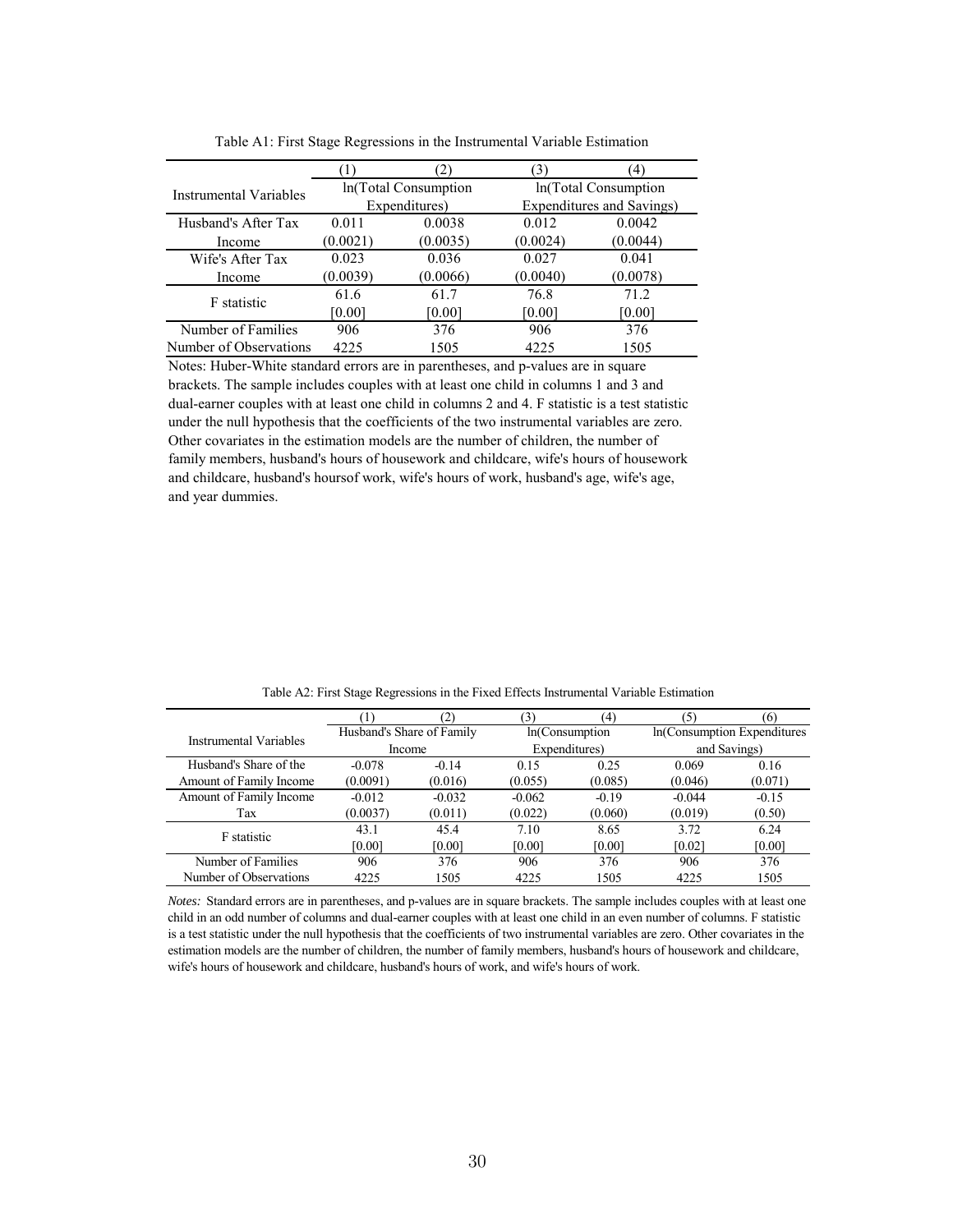Table A1: First Stage Regressions in the Instrumental Variable Estimation

| Instrumental Variables | (1) | (2) | (3) | (4) |
|---|---|---|---|---|
| | ln(Total Consumption Expenditures) | | ln(Total Consumption Expenditures and Savings) | |
| Husband's After Tax Income | 0.011 | 0.0038 | 0.012 | 0.0042 |
| | (0.0021) | (0.0035) | (0.0024) | (0.0044) |
| Wife's After Tax Income | 0.023 | 0.036 | 0.027 | 0.041 |
| | (0.0039) | (0.0066) | (0.0040) | (0.0078) |
| F statistic | 61.6 | 61.7 | 76.8 | 71.2 |
| | [0.00] | [0.00] | [0.00] | [0.00] |
| Number of Families | 906 | 376 | 906 | 376 |
| Number of Observations | 4225 | 1505 | 4225 | 1505 |

Notes: Huber-White standard errors are in parentheses, and p-values are in square brackets. The sample includes couples with at least one child in columns 1 and 3 and dual-earner couples with at least one child in columns 2 and 4. F statistic is a test statistic under the null hypothesis that the coefficients of the two instrumental variables are zero. Other covariates in the estimation models are the number of children, the number of family members, husband's hours of housework and childcare, wife's hours of housework and childcare, husband's hoursof work, wife's hours of work, husband's age, wife's age, and year dummies.

Table A2: First Stage Regressions in the Fixed Effects Instrumental Variable Estimation

| Instrumental Variables | (1) | (2) | (3) | (4) | (5) | (6) |
|---|---|---|---|---|---|---|
| | Husband's Share of Family Income | | ln(Consumption Expenditures) | | ln(Consumption Expenditures and Savings) | |
| Husband's Share of the Amount of Family Income | -0.078 | -0.14 | 0.15 | 0.25 | 0.069 | 0.16 |
| | (0.0091) | (0.016) | (0.055) | (0.085) | (0.046) | (0.071) |
| Amount of Family Income Tax | -0.012 | -0.032 | -0.062 | -0.19 | -0.044 | -0.15 |
| | (0.0037) | (0.011) | (0.022) | (0.060) | (0.019) | (0.50) |
| F statistic | 43.1 | 45.4 | 7.10 | 8.65 | 3.72 | 6.24 |
| | [0.00] | [0.00] | [0.00] | [0.00] | [0.02] | [0.00] |
| Number of Families | 906 | 376 | 906 | 376 | 906 | 376 |
| Number of Observations | 4225 | 1505 | 4225 | 1505 | 4225 | 1505 |

*Notes:* Standard errors are in parentheses, and p-values are in square brackets. The sample includes couples with at least one child in an odd number of columns and dual-earner couples with at least one child in an even number of columns. F statistic is a test statistic under the null hypothesis that the coefficients of two instrumental variables are zero. Other covariates in the estimation models are the number of children, the number of family members, husband's hours of housework and childcare, wife's hours of housework and childcare, husband's hours of work, and wife's hours of work.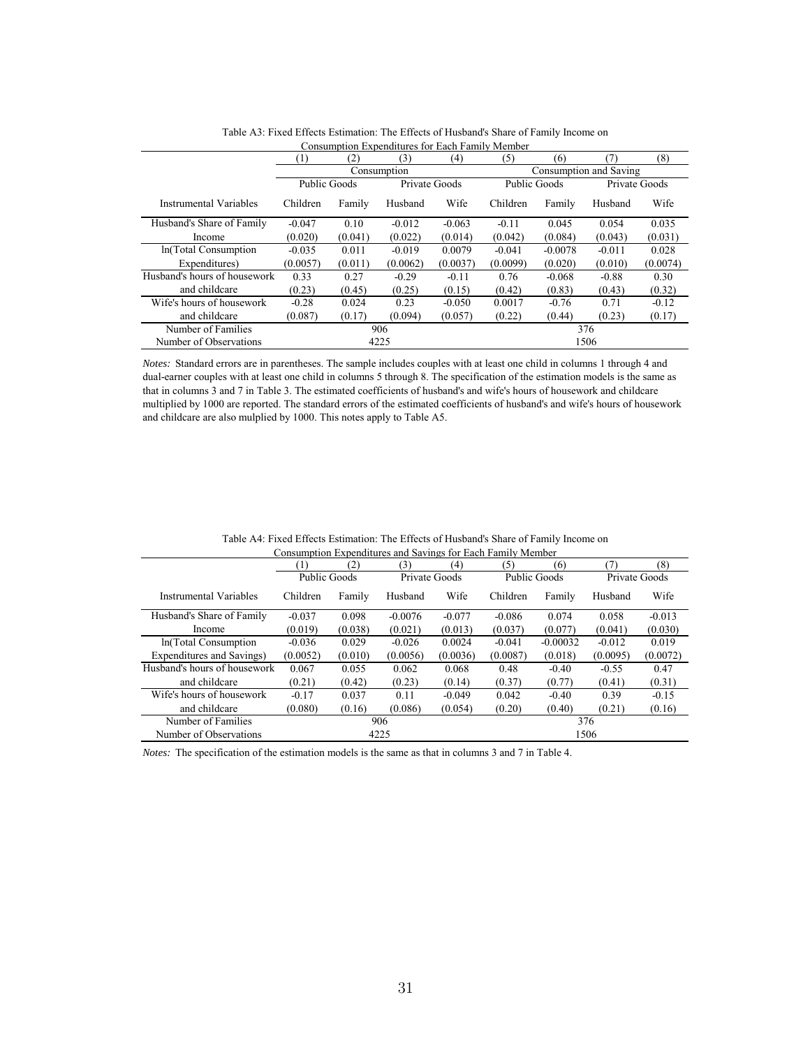Table A3: Fixed Effects Estimation: The Effects of Husband's Share of Family Income on Consumption Expenditures for Each Family Member

| | (1) | (2) | (3) | (4) | (5) | (6) | (7) | (8) |
|---|---|---|---|---|---|---|---|---|
| | Consumption | | | | Consumption and Saving | | | |
| | Public Goods | | Private Goods | | Public Goods | | Private Goods | |
| Instrumental Variables | Children | Family | Husband | Wife | Children | Family | Husband | Wife |
| Husband's Share of Family Income | -0.047 | 0.10 | -0.012 | -0.063 | -0.11 | 0.045 | 0.054 | 0.035 |
| | (0.020) | (0.041) | (0.022) | (0.014) | (0.042) | (0.084) | (0.043) | (0.031) |
| ln(Total Consumption Expenditures) | -0.035 | 0.011 | -0.019 | 0.0079 | -0.041 | -0.0078 | -0.011 | 0.028 |
| | (0.0057) | (0.011) | (0.0062) | (0.0037) | (0.0099) | (0.020) | (0.010) | (0.0074) |
| Husband's hours of housework and childcare | 0.33 | 0.27 | -0.29 | -0.11 | 0.76 | -0.068 | -0.88 | 0.30 |
| | (0.23) | (0.45) | (0.25) | (0.15) | (0.42) | (0.83) | (0.43) | (0.32) |
| Wife's hours of housework and childcare | -0.28 | 0.024 | 0.23 | -0.050 | 0.0017 | -0.76 | 0.71 | -0.12 |
| | (0.087) | (0.17) | (0.094) | (0.057) | (0.22) | (0.44) | (0.23) | (0.17) |
| Number of Families | 906 | | | | 376 | | | |
| Number of Observations | 4225 | | | | 1506 | | | |

*Notes:* Standard errors are in parentheses. The sample includes couples with at least one child in columns 1 through 4 and dual-earner couples with at least one child in columns 5 through 8. The specification of the estimation models is the same as that in columns 3 and 7 in Table 3. The estimated coefficients of husband's and wife's hours of housework and childcare multiplied by 1000 are reported. The standard errors of the estimated coefficients of husband's and wife's hours of housework and childcare are also mulplied by 1000. This notes apply to Table A5.

Table A4: Fixed Effects Estimation: The Effects of Husband's Share of Family Income on Consumption Expenditures and Savings for Each Family Member

| | (1) | (2) | (3) | (4) | (5) | (6) | (7) | (8) |
|---|---|---|---|---|---|---|---|---|
| | Public Goods | | Private Goods | | Public Goods | | Private Goods | |
| Instrumental Variables | Children | Family | Husband | Wife | Children | Family | Husband | Wife |
| Husband's Share of Family Income | -0.037 | 0.098 | -0.0076 | -0.077 | -0.086 | 0.074 | 0.058 | -0.013 |
| | (0.019) | (0.038) | (0.021) | (0.013) | (0.037) | (0.077) | (0.041) | (0.030) |
| ln(Total Consumption Expenditures and Savings) | -0.036 | 0.029 | -0.026 | 0.0024 | -0.041 | -0.00032 | -0.012 | 0.019 |
| | (0.0052) | (0.010) | (0.0056) | (0.0036) | (0.0087) | (0.018) | (0.0095) | (0.0072) |
| Husband's hours of housework and childcare | 0.067 | 0.055 | 0.062 | 0.068 | 0.48 | -0.40 | -0.55 | 0.47 |
| | (0.21) | (0.42) | (0.23) | (0.14) | (0.37) | (0.77) | (0.41) | (0.31) |
| Wife's hours of housework and childcare | -0.17 | 0.037 | 0.11 | -0.049 | 0.042 | -0.40 | 0.39 | -0.15 |
| | (0.080) | (0.16) | (0.086) | (0.054) | (0.20) | (0.40) | (0.21) | (0.16) |
| Number of Families | 906 | | | | 376 | | | |
| Number of Observations | 4225 | | | | 1506 | | | |

*Notes:* The specification of the estimation models is the same as that in columns 3 and 7 in Table 4.